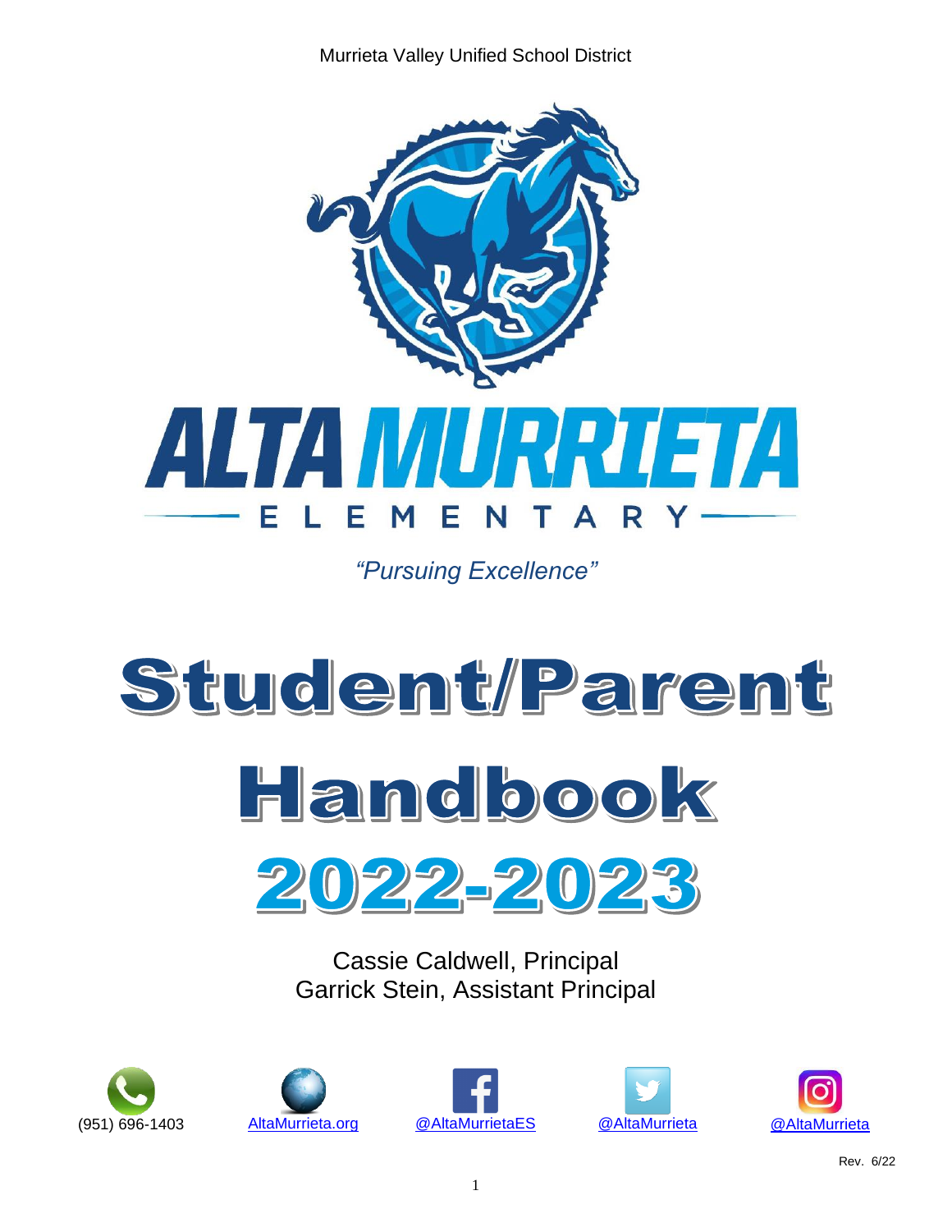Murrieta Valley Unified School District

# ALTA MURRIETA ELEMENTARY

*"Pursuing Excellence"*

# Student/Parent Handbook

# 2022-2023

Cassie Caldwell, Principal
Garrick Stein, Assistant Principal

(951) 696-1403 | AltaMurrieta.org | @AltaMurrietaES | @AltaMurrieta | @AltaMurrieta

Rev. 6/22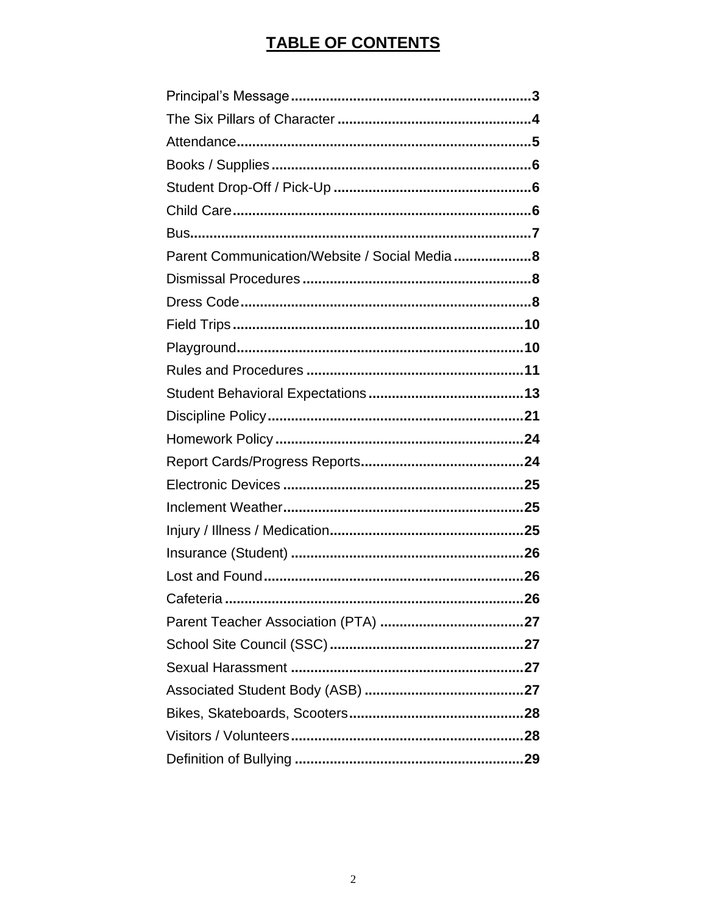# TABLE OF CONTENTS

Principal's Message ..............................................................**3**
The Six Pillars of Character ..................................................**4**
Attendance...........................................................................**5**
Books / Supplies ...................................................................**6**
Student Drop-Off / Pick-Up ...................................................**6**
Child Care.............................................................................**6**
Bus........................................................................................**7**
Parent Communication/Website / Social Media ....................**8**
Dismissal Procedures ...........................................................**8**
Dress Code...........................................................................**8**
Field Trips ...........................................................................**10**
Playground..........................................................................**10**
Rules and Procedures ........................................................**11**
Student Behavioral Expectations ........................................**13**
Discipline Policy..................................................................**21**
Homework Policy ................................................................**24**
Report Cards/Progress Reports..........................................**24**
Electronic Devices .............................................................**25**
Inclement Weather.............................................................**25**
Injury / Illness / Medication.................................................**25**
Insurance (Student) ............................................................**26**
Lost and Found...................................................................**26**
Cafeteria .............................................................................**26**
Parent Teacher Association (PTA) .....................................**27**
School Site Council (SSC) ..................................................**27**
Sexual Harassment ............................................................**27**
Associated Student Body (ASB) .........................................**27**
Bikes, Skateboards, Scooters.............................................**28**
Visitors / Volunteers............................................................**28**
Definition of Bullying ...........................................................**29**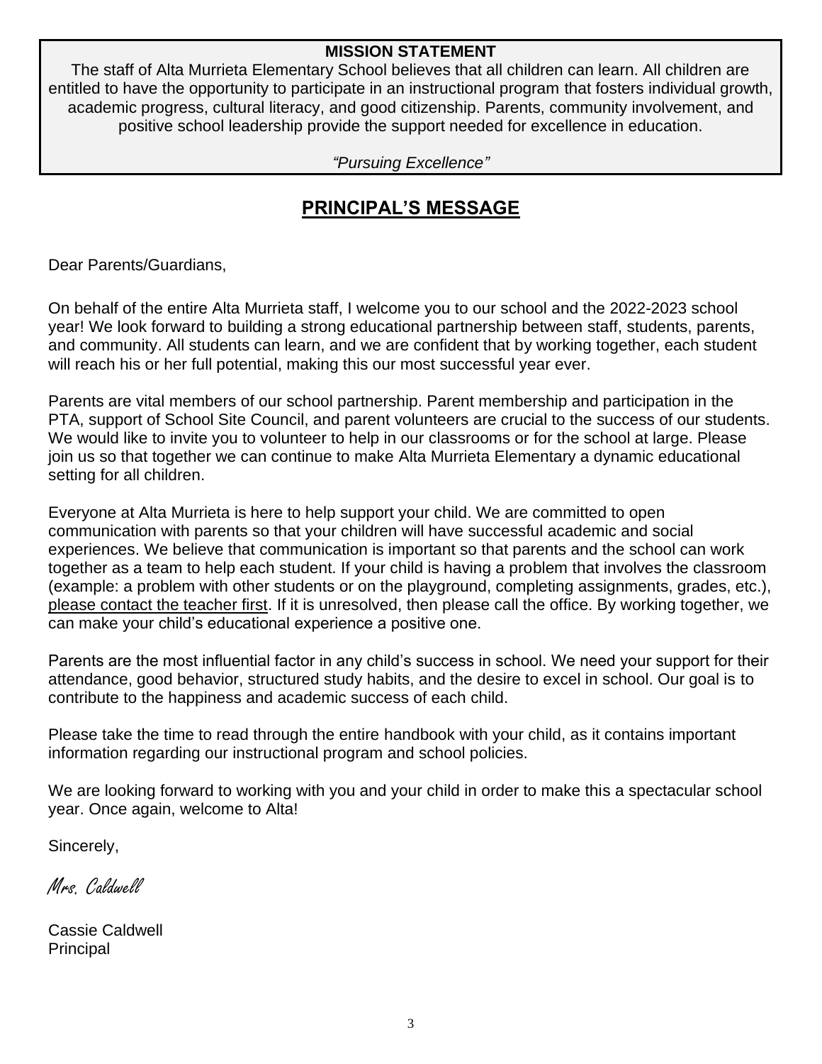**MISSION STATEMENT**

The staff of Alta Murrieta Elementary School believes that all children can learn. All children are entitled to have the opportunity to participate in an instructional program that fosters individual growth, academic progress, cultural literacy, and good citizenship. Parents, community involvement, and positive school leadership provide the support needed for excellence in education.

*"Pursuing Excellence"*

## PRINCIPAL'S MESSAGE

Dear Parents/Guardians,

On behalf of the entire Alta Murrieta staff, I welcome you to our school and the 2022-2023 school year! We look forward to building a strong educational partnership between staff, students, parents, and community. All students can learn, and we are confident that by working together, each student will reach his or her full potential, making this our most successful year ever.

Parents are vital members of our school partnership. Parent membership and participation in the PTA, support of School Site Council, and parent volunteers are crucial to the success of our students. We would like to invite you to volunteer to help in our classrooms or for the school at large. Please join us so that together we can continue to make Alta Murrieta Elementary a dynamic educational setting for all children.

Everyone at Alta Murrieta is here to help support your child. We are committed to open communication with parents so that your children will have successful academic and social experiences. We believe that communication is important so that parents and the school can work together as a team to help each student. If your child is having a problem that involves the classroom (example: a problem with other students or on the playground, completing assignments, grades, etc.), please contact the teacher first. If it is unresolved, then please call the office. By working together, we can make your child's educational experience a positive one.

Parents are the most influential factor in any child's success in school. We need your support for their attendance, good behavior, structured study habits, and the desire to excel in school. Our goal is to contribute to the happiness and academic success of each child.

Please take the time to read through the entire handbook with your child, as it contains important information regarding our instructional program and school policies.

We are looking forward to working with you and your child in order to make this a spectacular school year. Once again, welcome to Alta!

Sincerely,

*Mrs. Caldwell*

Cassie Caldwell
Principal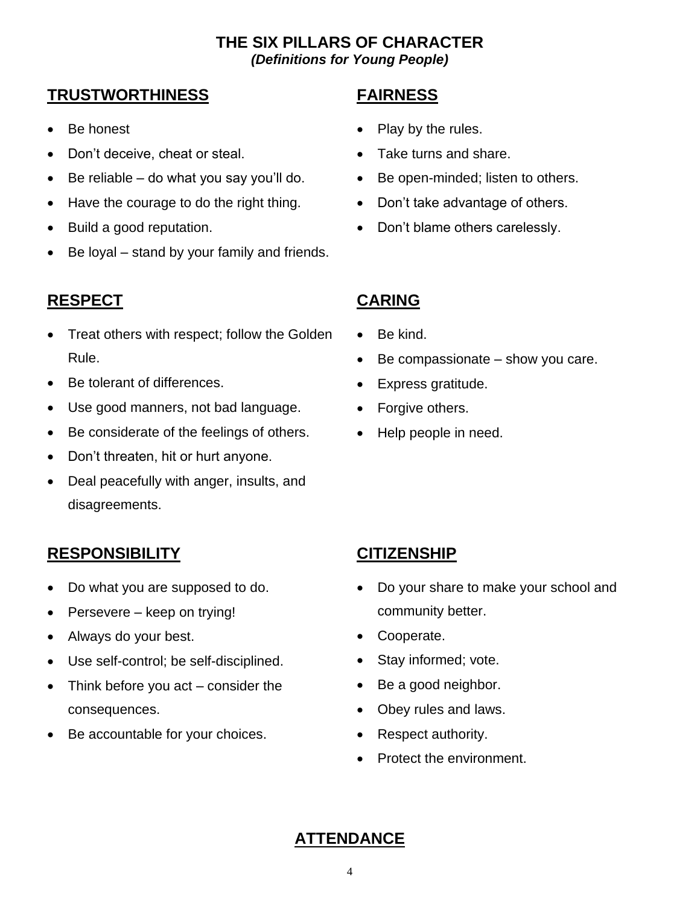# THE SIX PILLARS OF CHARACTER

***(Definitions for Young People)***

## TRUSTWORTHINESS

- Be honest
- Don't deceive, cheat or steal.
- Be reliable – do what you say you'll do.
- Have the courage to do the right thing.
- Build a good reputation.
- Be loyal – stand by your family and friends.

## FAIRNESS

- Play by the rules.
- Take turns and share.
- Be open-minded; listen to others.
- Don't take advantage of others.
- Don't blame others carelessly.

## RESPECT

- Treat others with respect; follow the Golden Rule.
- Be tolerant of differences.
- Use good manners, not bad language.
- Be considerate of the feelings of others.
- Don't threaten, hit or hurt anyone.
- Deal peacefully with anger, insults, and disagreements.

## CARING

- Be kind.
- Be compassionate – show you care.
- Express gratitude.
- Forgive others.
- Help people in need.

## RESPONSIBILITY

- Do what you are supposed to do.
- Persevere – keep on trying!
- Always do your best.
- Use self-control; be self-disciplined.
- Think before you act – consider the consequences.
- Be accountable for your choices.

## CITIZENSHIP

- Do your share to make your school and community better.
- Cooperate.
- Stay informed; vote.
- Be a good neighbor.
- Obey rules and laws.
- Respect authority.
- Protect the environment.

## ATTENDANCE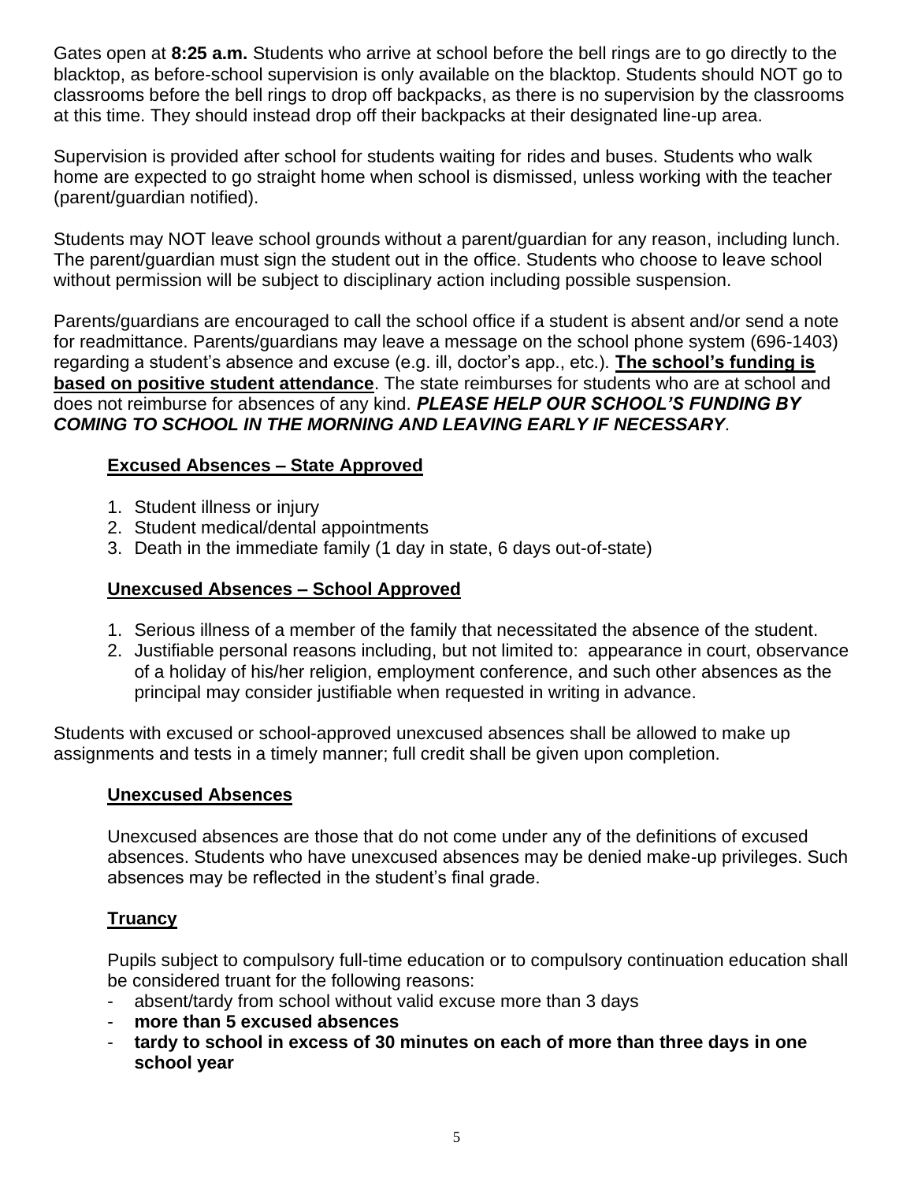Gates open at **8:25 a.m.** Students who arrive at school before the bell rings are to go directly to the blacktop, as before-school supervision is only available on the blacktop. Students should NOT go to classrooms before the bell rings to drop off backpacks, as there is no supervision by the classrooms at this time. They should instead drop off their backpacks at their designated line-up area.

Supervision is provided after school for students waiting for rides and buses. Students who walk home are expected to go straight home when school is dismissed, unless working with the teacher (parent/guardian notified).

Students may NOT leave school grounds without a parent/guardian for any reason, including lunch. The parent/guardian must sign the student out in the office. Students who choose to leave school without permission will be subject to disciplinary action including possible suspension.

Parents/guardians are encouraged to call the school office if a student is absent and/or send a note for readmittance. Parents/guardians may leave a message on the school phone system (696-1403) regarding a student's absence and excuse (e.g. ill, doctor's app., etc.). **<u>The school's funding is based on positive student attendance</u>**. The state reimburses for students who are at school and does not reimburse for absences of any kind. ***PLEASE HELP OUR SCHOOL'S FUNDING BY COMING TO SCHOOL IN THE MORNING AND LEAVING EARLY IF NECESSARY**.*

### Excused Absences – State Approved

1. Student illness or injury
2. Student medical/dental appointments
3. Death in the immediate family (1 day in state, 6 days out-of-state)

### Unexcused Absences – School Approved

1. Serious illness of a member of the family that necessitated the absence of the student.
2. Justifiable personal reasons including, but not limited to: appearance in court, observance of a holiday of his/her religion, employment conference, and such other absences as the principal may consider justifiable when requested in writing in advance.

Students with excused or school-approved unexcused absences shall be allowed to make up assignments and tests in a timely manner; full credit shall be given upon completion.

### Unexcused Absences

Unexcused absences are those that do not come under any of the definitions of excused absences. Students who have unexcused absences may be denied make-up privileges. Such absences may be reflected in the student's final grade.

### Truancy

Pupils subject to compulsory full-time education or to compulsory continuation education shall be considered truant for the following reasons:

- absent/tardy from school without valid excuse more than 3 days
- **more than 5 excused absences**
- **tardy to school in excess of 30 minutes on each of more than three days in one school year**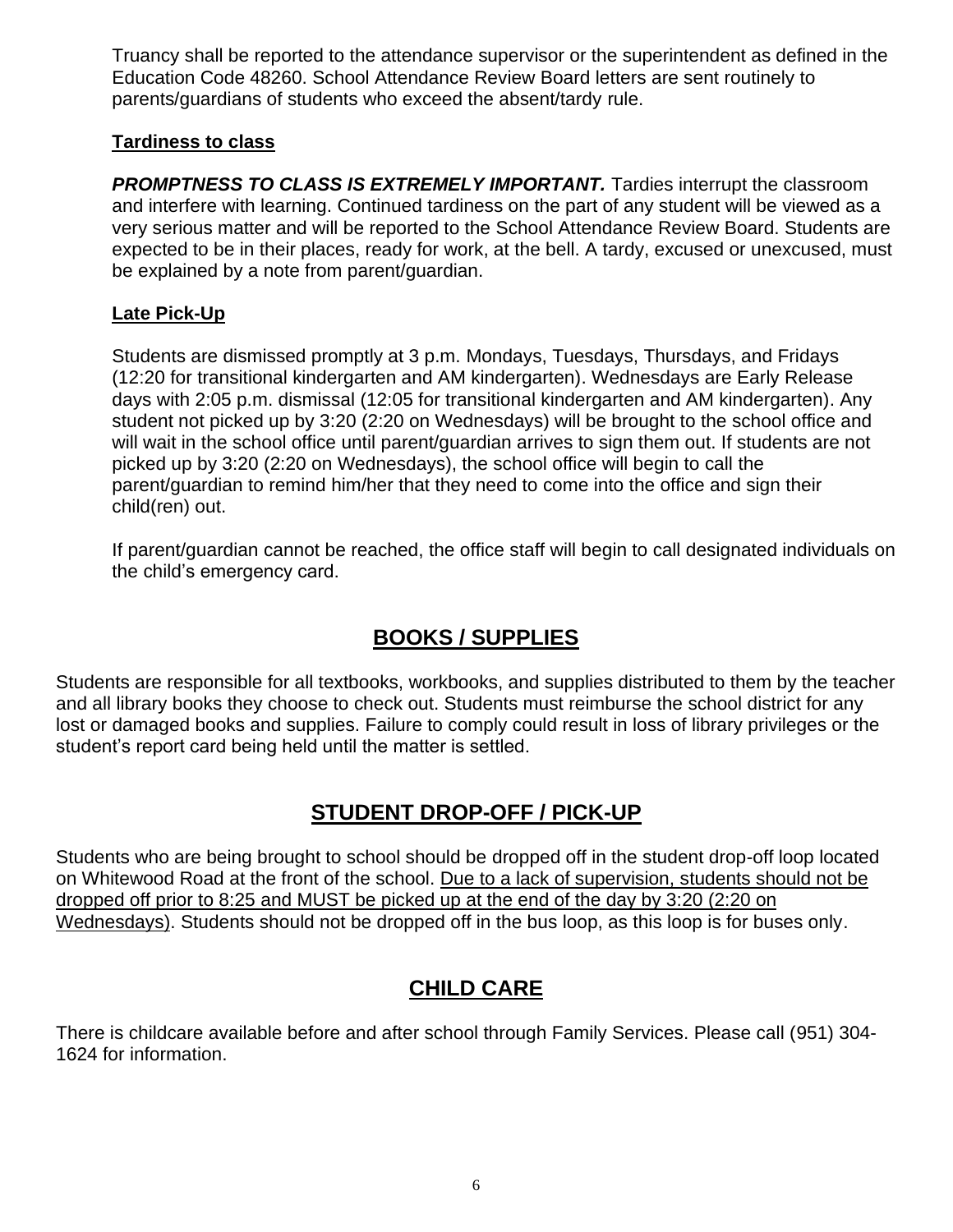Truancy shall be reported to the attendance supervisor or the superintendent as defined in the Education Code 48260. School Attendance Review Board letters are sent routinely to parents/guardians of students who exceed the absent/tardy rule.

### Tardiness to class

***PROMPTNESS TO CLASS IS EXTREMELY IMPORTANT.*** Tardies interrupt the classroom and interfere with learning. Continued tardiness on the part of any student will be viewed as a very serious matter and will be reported to the School Attendance Review Board. Students are expected to be in their places, ready for work, at the bell. A tardy, excused or unexcused, must be explained by a note from parent/guardian.

### Late Pick-Up

Students are dismissed promptly at 3 p.m. Mondays, Tuesdays, Thursdays, and Fridays (12:20 for transitional kindergarten and AM kindergarten). Wednesdays are Early Release days with 2:05 p.m. dismissal (12:05 for transitional kindergarten and AM kindergarten). Any student not picked up by 3:20 (2:20 on Wednesdays) will be brought to the school office and will wait in the school office until parent/guardian arrives to sign them out. If students are not picked up by 3:20 (2:20 on Wednesdays), the school office will begin to call the parent/guardian to remind him/her that they need to come into the office and sign their child(ren) out.

If parent/guardian cannot be reached, the office staff will begin to call designated individuals on the child's emergency card.

## BOOKS / SUPPLIES

Students are responsible for all textbooks, workbooks, and supplies distributed to them by the teacher and all library books they choose to check out. Students must reimburse the school district for any lost or damaged books and supplies. Failure to comply could result in loss of library privileges or the student's report card being held until the matter is settled.

## STUDENT DROP-OFF / PICK-UP

Students who are being brought to school should be dropped off in the student drop-off loop located on Whitewood Road at the front of the school. Due to a lack of supervision, students should not be dropped off prior to 8:25 and MUST be picked up at the end of the day by 3:20 (2:20 on Wednesdays). Students should not be dropped off in the bus loop, as this loop is for buses only.

## CHILD CARE

There is childcare available before and after school through Family Services. Please call (951) 304-1624 for information.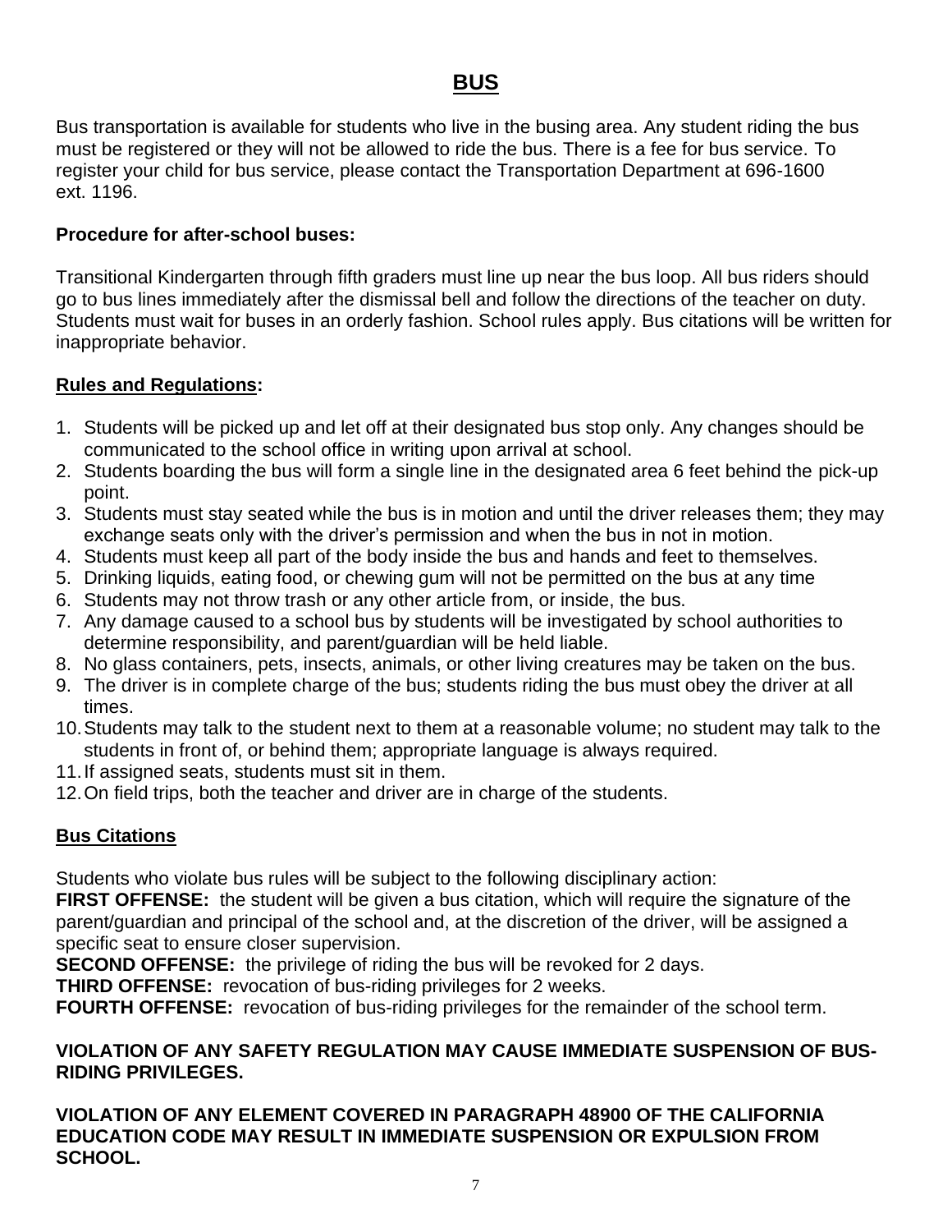# BUS

Bus transportation is available for students who live in the busing area. Any student riding the bus must be registered or they will not be allowed to ride the bus. There is a fee for bus service. To register your child for bus service, please contact the Transportation Department at 696-1600 ext. 1196.

**Procedure for after-school buses:**

Transitional Kindergarten through fifth graders must line up near the bus loop. All bus riders should go to bus lines immediately after the dismissal bell and follow the directions of the teacher on duty. Students must wait for buses in an orderly fashion. School rules apply. Bus citations will be written for inappropriate behavior.

**Rules and Regulations:**

1. Students will be picked up and let off at their designated bus stop only. Any changes should be communicated to the school office in writing upon arrival at school.
2. Students boarding the bus will form a single line in the designated area 6 feet behind the pick-up point.
3. Students must stay seated while the bus is in motion and until the driver releases them; they may exchange seats only with the driver's permission and when the bus in not in motion.
4. Students must keep all part of the body inside the bus and hands and feet to themselves.
5. Drinking liquids, eating food, or chewing gum will not be permitted on the bus at any time
6. Students may not throw trash or any other article from, or inside, the bus.
7. Any damage caused to a school bus by students will be investigated by school authorities to determine responsibility, and parent/guardian will be held liable.
8. No glass containers, pets, insects, animals, or other living creatures may be taken on the bus.
9. The driver is in complete charge of the bus; students riding the bus must obey the driver at all times.
10. Students may talk to the student next to them at a reasonable volume; no student may talk to the students in front of, or behind them; appropriate language is always required.
11. If assigned seats, students must sit in them.
12. On field trips, both the teacher and driver are in charge of the students.

**Bus Citations**

Students who violate bus rules will be subject to the following disciplinary action:

**FIRST OFFENSE:** the student will be given a bus citation, which will require the signature of the parent/guardian and principal of the school and, at the discretion of the driver, will be assigned a specific seat to ensure closer supervision.

**SECOND OFFENSE:** the privilege of riding the bus will be revoked for 2 days.

**THIRD OFFENSE:** revocation of bus-riding privileges for 2 weeks.

**FOURTH OFFENSE:** revocation of bus-riding privileges for the remainder of the school term.

**VIOLATION OF ANY SAFETY REGULATION MAY CAUSE IMMEDIATE SUSPENSION OF BUS-RIDING PRIVILEGES.**

**VIOLATION OF ANY ELEMENT COVERED IN PARAGRAPH 48900 OF THE CALIFORNIA EDUCATION CODE MAY RESULT IN IMMEDIATE SUSPENSION OR EXPULSION FROM SCHOOL.**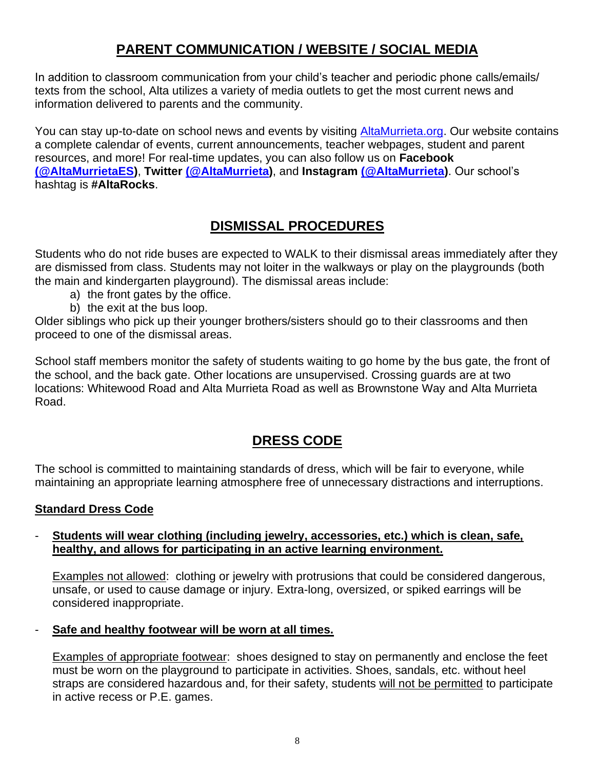## PARENT COMMUNICATION / WEBSITE / SOCIAL MEDIA

In addition to classroom communication from your child's teacher and periodic phone calls/emails/ texts from the school, Alta utilizes a variety of media outlets to get the most current news and information delivered to parents and the community.

You can stay up-to-date on school news and events by visiting AltaMurrieta.org. Our website contains a complete calendar of events, current announcements, teacher webpages, student and parent resources, and more! For real-time updates, you can also follow us on **Facebook (@AltaMurrietaES)**, **Twitter (@AltaMurrieta)**, and **Instagram (@AltaMurrieta)**. Our school's hashtag is **#AltaRocks**.

## DISMISSAL PROCEDURES

Students who do not ride buses are expected to WALK to their dismissal areas immediately after they are dismissed from class. Students may not loiter in the walkways or play on the playgrounds (both the main and kindergarten playground). The dismissal areas include:

a) the front gates by the office.
b) the exit at the bus loop.

Older siblings who pick up their younger brothers/sisters should go to their classrooms and then proceed to one of the dismissal areas.

School staff members monitor the safety of students waiting to go home by the bus gate, the front of the school, and the back gate. Other locations are unsupervised. Crossing guards are at two locations: Whitewood Road and Alta Murrieta Road as well as Brownstone Way and Alta Murrieta Road.

## DRESS CODE

The school is committed to maintaining standards of dress, which will be fair to everyone, while maintaining an appropriate learning atmosphere free of unnecessary distractions and interruptions.

### Standard Dress Code

- **Students will wear clothing (including jewelry, accessories, etc.) which is clean, safe, healthy, and allows for participating in an active learning environment.**

  Examples not allowed: clothing or jewelry with protrusions that could be considered dangerous, unsafe, or used to cause damage or injury. Extra-long, oversized, or spiked earrings will be considered inappropriate.

- **Safe and healthy footwear will be worn at all times.**

  Examples of appropriate footwear: shoes designed to stay on permanently and enclose the feet must be worn on the playground to participate in activities. Shoes, sandals, etc. without heel straps are considered hazardous and, for their safety, students will not be permitted to participate in active recess or P.E. games.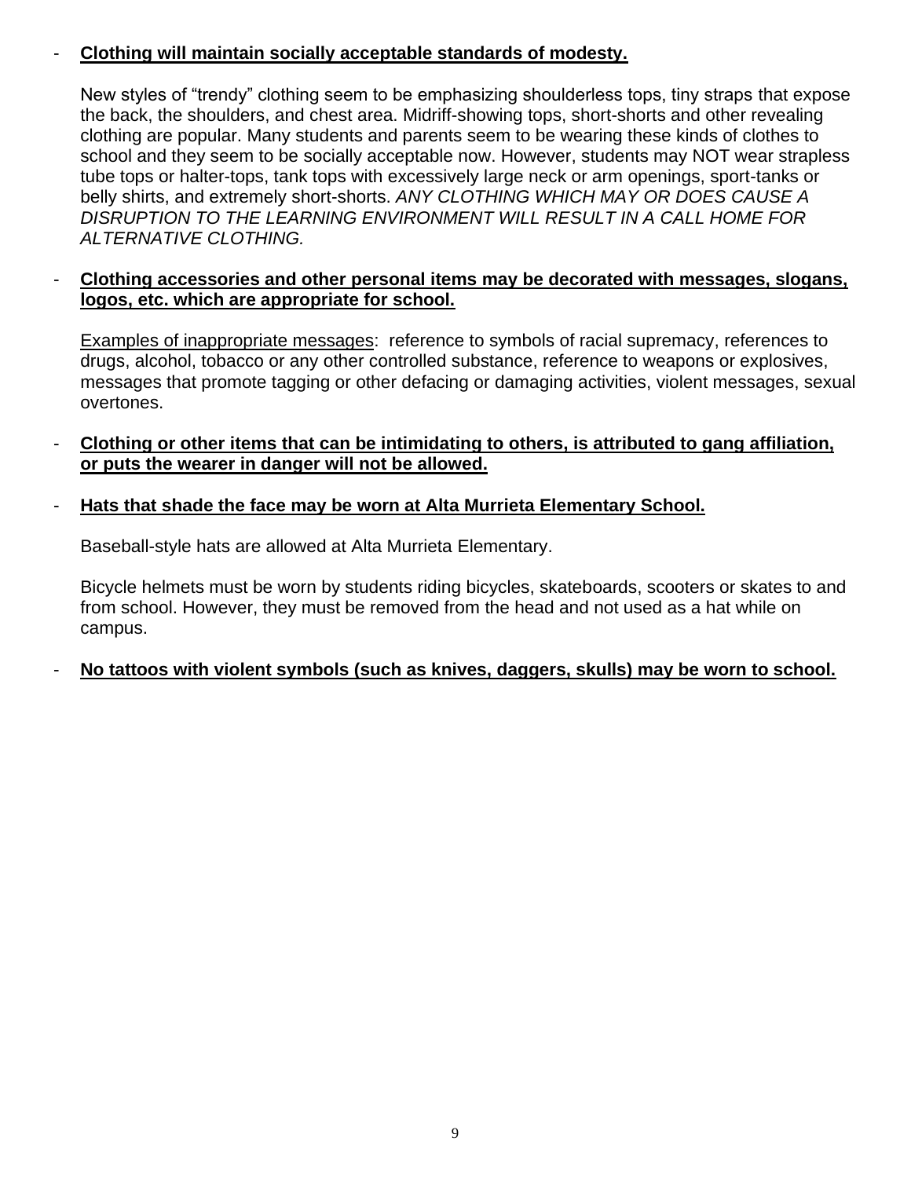- **<u>Clothing will maintain socially acceptable standards of modesty.</u>**

  New styles of "trendy" clothing seem to be emphasizing shoulderless tops, tiny straps that expose the back, the shoulders, and chest area. Midriff-showing tops, short-shorts and other revealing clothing are popular. Many students and parents seem to be wearing these kinds of clothes to school and they seem to be socially acceptable now. However, students may NOT wear strapless tube tops or halter-tops, tank tops with excessively large neck or arm openings, sport-tanks or belly shirts, and extremely short-shorts. *ANY CLOTHING WHICH MAY OR DOES CAUSE A DISRUPTION TO THE LEARNING ENVIRONMENT WILL RESULT IN A CALL HOME FOR ALTERNATIVE CLOTHING.*

- **<u>Clothing accessories and other personal items may be decorated with messages, slogans, logos, etc. which are appropriate for school.</u>**

  <u>Examples of inappropriate messages</u>: reference to symbols of racial supremacy, references to drugs, alcohol, tobacco or any other controlled substance, reference to weapons or explosives, messages that promote tagging or other defacing or damaging activities, violent messages, sexual overtones.

- **<u>Clothing or other items that can be intimidating to others, is attributed to gang affiliation, or puts the wearer in danger will not be allowed.</u>**

- **<u>Hats that shade the face may be worn at Alta Murrieta Elementary School.</u>**

  Baseball-style hats are allowed at Alta Murrieta Elementary.

  Bicycle helmets must be worn by students riding bicycles, skateboards, scooters or skates to and from school. However, they must be removed from the head and not used as a hat while on campus.

- **<u>No tattoos with violent symbols (such as knives, daggers, skulls) may be worn to school.</u>**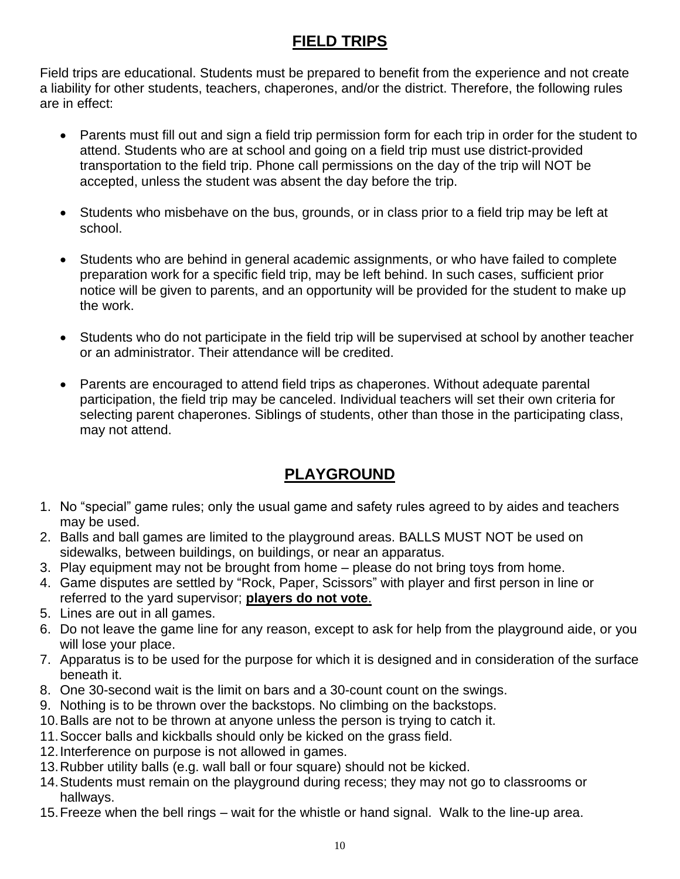## FIELD TRIPS

Field trips are educational. Students must be prepared to benefit from the experience and not create a liability for other students, teachers, chaperones, and/or the district. Therefore, the following rules are in effect:

- Parents must fill out and sign a field trip permission form for each trip in order for the student to attend. Students who are at school and going on a field trip must use district-provided transportation to the field trip. Phone call permissions on the day of the trip will NOT be accepted, unless the student was absent the day before the trip.

- Students who misbehave on the bus, grounds, or in class prior to a field trip may be left at school.

- Students who are behind in general academic assignments, or who have failed to complete preparation work for a specific field trip, may be left behind. In such cases, sufficient prior notice will be given to parents, and an opportunity will be provided for the student to make up the work.

- Students who do not participate in the field trip will be supervised at school by another teacher or an administrator. Their attendance will be credited.

- Parents are encouraged to attend field trips as chaperones. Without adequate parental participation, the field trip may be canceled. Individual teachers will set their own criteria for selecting parent chaperones. Siblings of students, other than those in the participating class, may not attend.

## PLAYGROUND

1. No "special" game rules; only the usual game and safety rules agreed to by aides and teachers may be used.
2. Balls and ball games are limited to the playground areas. BALLS MUST NOT be used on sidewalks, between buildings, on buildings, or near an apparatus.
3. Play equipment may not be brought from home – please do not bring toys from home.
4. Game disputes are settled by "Rock, Paper, Scissors" with player and first person in line or referred to the yard supervisor; **players do not vote**.
5. Lines are out in all games.
6. Do not leave the game line for any reason, except to ask for help from the playground aide, or you will lose your place.
7. Apparatus is to be used for the purpose for which it is designed and in consideration of the surface beneath it.
8. One 30-second wait is the limit on bars and a 30-count count on the swings.
9. Nothing is to be thrown over the backstops. No climbing on the backstops.
10. Balls are not to be thrown at anyone unless the person is trying to catch it.
11. Soccer balls and kickballs should only be kicked on the grass field.
12. Interference on purpose is not allowed in games.
13. Rubber utility balls (e.g. wall ball or four square) should not be kicked.
14. Students must remain on the playground during recess; they may not go to classrooms or hallways.
15. Freeze when the bell rings – wait for the whistle or hand signal. Walk to the line-up area.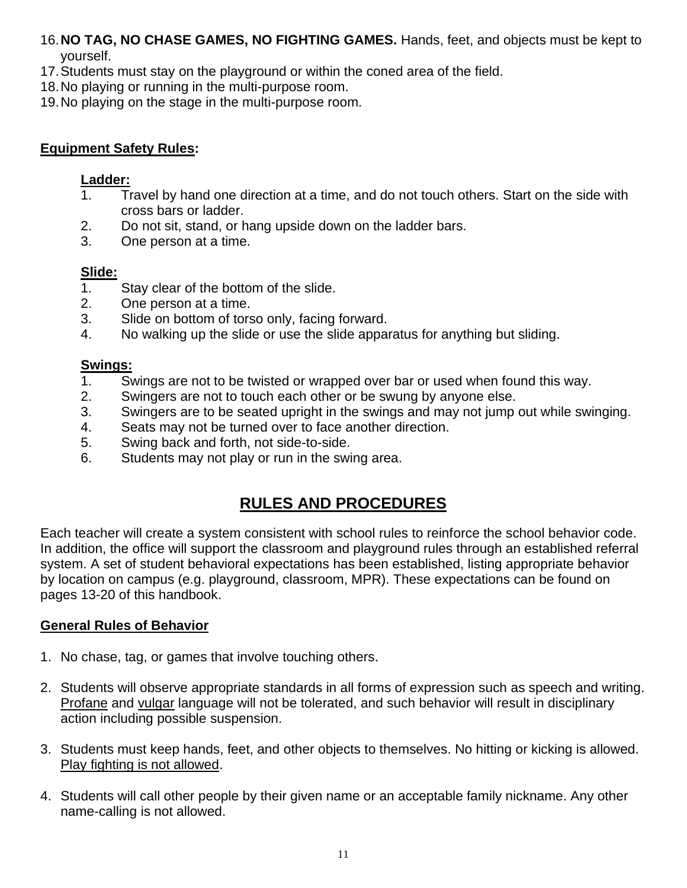16. **NO TAG, NO CHASE GAMES, NO FIGHTING GAMES.** Hands, feet, and objects must be kept to yourself.
17. Students must stay on the playground or within the coned area of the field.
18. No playing or running in the multi-purpose room.
19. No playing on the stage in the multi-purpose room.

**Equipment Safety Rules:**

**Ladder:**

1. Travel by hand one direction at a time, and do not touch others. Start on the side with cross bars or ladder.
2. Do not sit, stand, or hang upside down on the ladder bars.
3. One person at a time.

**Slide:**

1. Stay clear of the bottom of the slide.
2. One person at a time.
3. Slide on bottom of torso only, facing forward.
4. No walking up the slide or use the slide apparatus for anything but sliding.

**Swings:**

1. Swings are not to be twisted or wrapped over bar or used when found this way.
2. Swingers are not to touch each other or be swung by anyone else.
3. Swingers are to be seated upright in the swings and may not jump out while swinging.
4. Seats may not be turned over to face another direction.
5. Swing back and forth, not side-to-side.
6. Students may not play or run in the swing area.

# RULES AND PROCEDURES

Each teacher will create a system consistent with school rules to reinforce the school behavior code. In addition, the office will support the classroom and playground rules through an established referral system. A set of student behavioral expectations has been established, listing appropriate behavior by location on campus (e.g. playground, classroom, MPR). These expectations can be found on pages 13-20 of this handbook.

**General Rules of Behavior**

1. No chase, tag, or games that involve touching others.

2. Students will observe appropriate standards in all forms of expression such as speech and writing. Profane and vulgar language will not be tolerated, and such behavior will result in disciplinary action including possible suspension.

3. Students must keep hands, feet, and other objects to themselves. No hitting or kicking is allowed. Play fighting is not allowed.

4. Students will call other people by their given name or an acceptable family nickname. Any other name-calling is not allowed.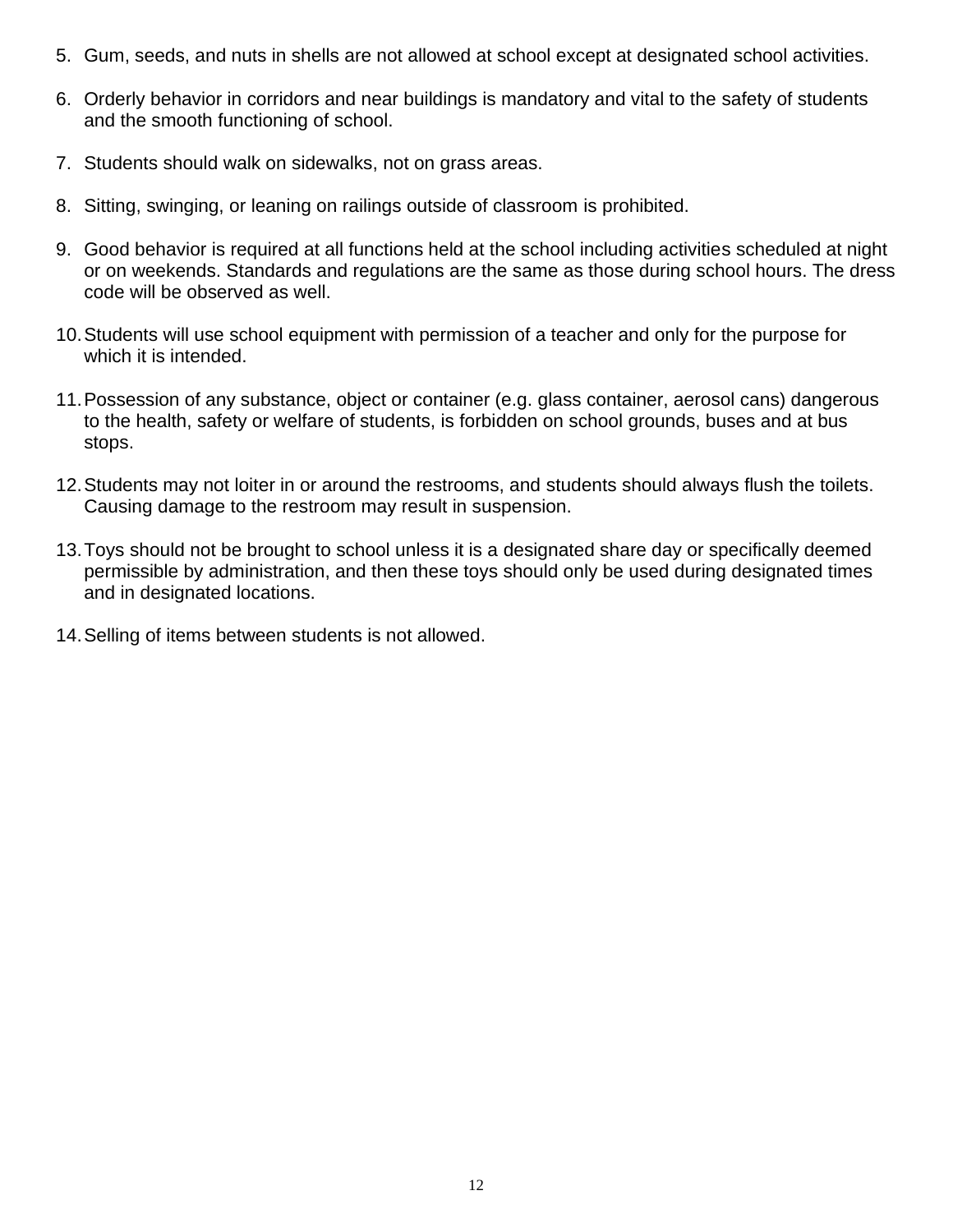5. Gum, seeds, and nuts in shells are not allowed at school except at designated school activities.

6. Orderly behavior in corridors and near buildings is mandatory and vital to the safety of students and the smooth functioning of school.

7. Students should walk on sidewalks, not on grass areas.

8. Sitting, swinging, or leaning on railings outside of classroom is prohibited.

9. Good behavior is required at all functions held at the school including activities scheduled at night or on weekends. Standards and regulations are the same as those during school hours. The dress code will be observed as well.

10. Students will use school equipment with permission of a teacher and only for the purpose for which it is intended.

11. Possession of any substance, object or container (e.g. glass container, aerosol cans) dangerous to the health, safety or welfare of students, is forbidden on school grounds, buses and at bus stops.

12. Students may not loiter in or around the restrooms, and students should always flush the toilets. Causing damage to the restroom may result in suspension.

13. Toys should not be brought to school unless it is a designated share day or specifically deemed permissible by administration, and then these toys should only be used during designated times and in designated locations.

14. Selling of items between students is not allowed.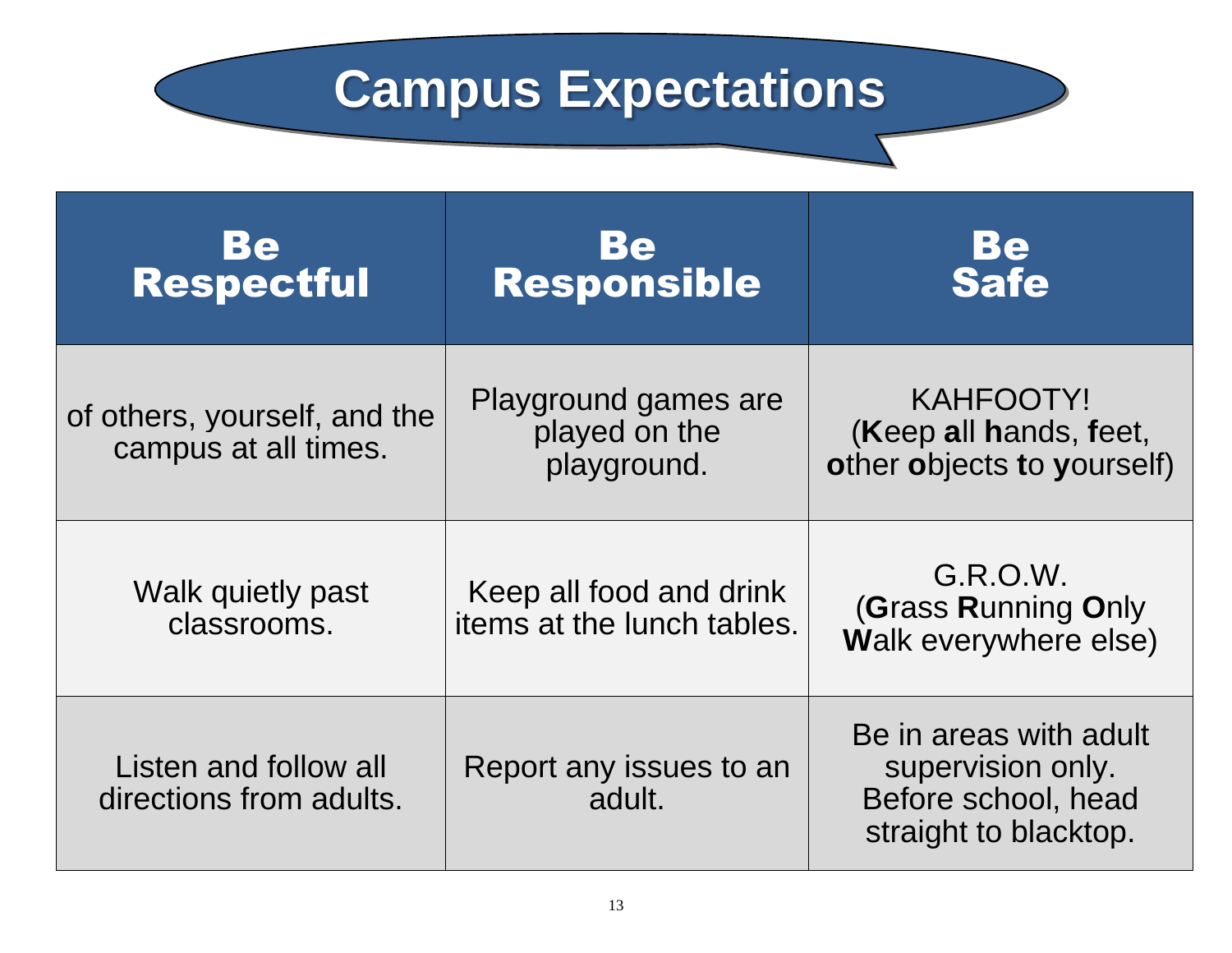# Campus Expectations

| Be Respectful | Be Responsible | Be Safe |
| --- | --- | --- |
| of others, yourself, and the campus at all times. | Playground games are played on the playground. | KAHFOOTY! (**K**eep **a**ll **h**ands, **f**eet, **o**ther **o**bjects **t**o **y**ourself) |
| Walk quietly past classrooms. | Keep all food and drink items at the lunch tables. | G.R.O.W. (**G**rass **R**unning **O**nly **W**alk everywhere else) |
| Listen and follow all directions from adults. | Report any issues to an adult. | Be in areas with adult supervision only. Before school, head straight to blacktop. |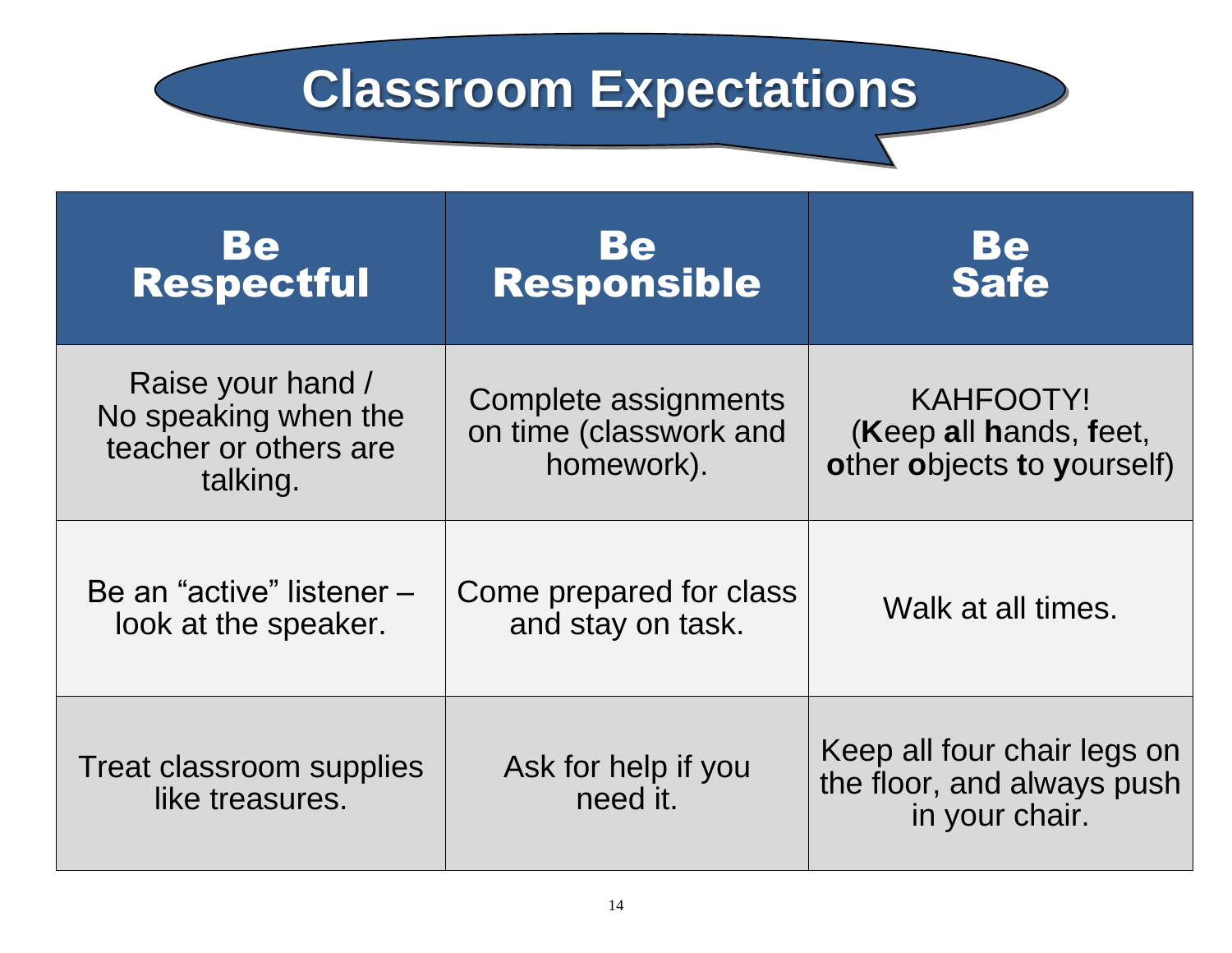# Classroom Expectations

| Be Respectful | Be Responsible | Be Safe |
|---|---|---|
| Raise your hand / No speaking when the teacher or others are talking. | Complete assignments on time (classwork and homework). | KAHFOOTY! (**K**eep **a**ll **h**ands, **f**eet, **o**ther **o**bjects **t**o **y**ourself) |
| Be an "active" listener – look at the speaker. | Come prepared for class and stay on task. | Walk at all times. |
| Treat classroom supplies like treasures. | Ask for help if you need it. | Keep all four chair legs on the floor, and always push in your chair. |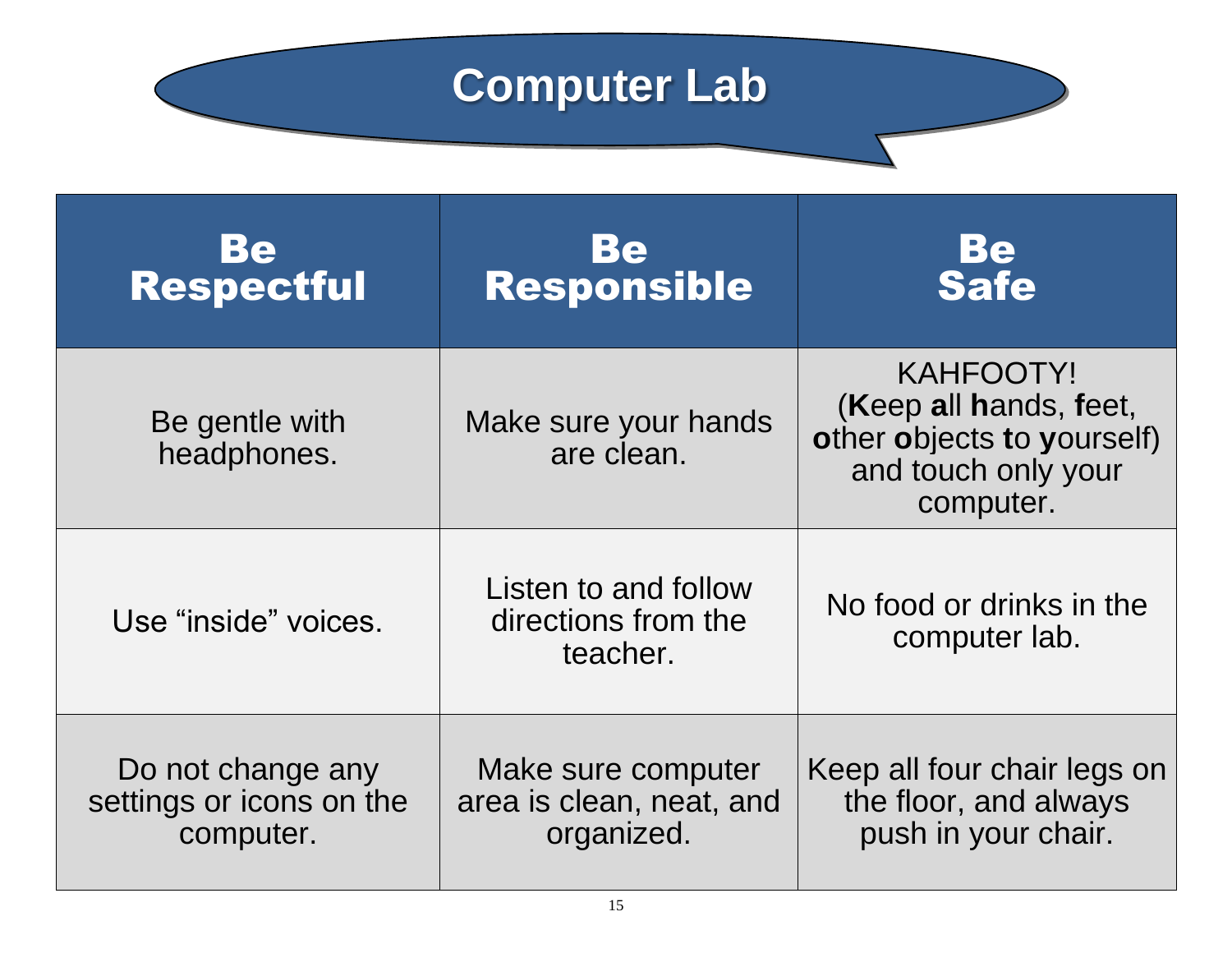# Computer Lab

| Be Respectful | Be Responsible | Be Safe |
|---|---|---|
| Be gentle with headphones. | Make sure your hands are clean. | KAHFOOTY! (**K**eep **a**ll **h**ands, **f**eet, **o**ther **o**bjects **t**o **y**ourself) and touch only your computer. |
| Use “inside” voices. | Listen to and follow directions from the teacher. | No food or drinks in the computer lab. |
| Do not change any settings or icons on the computer. | Make sure computer area is clean, neat, and organized. | Keep all four chair legs on the floor, and always push in your chair. |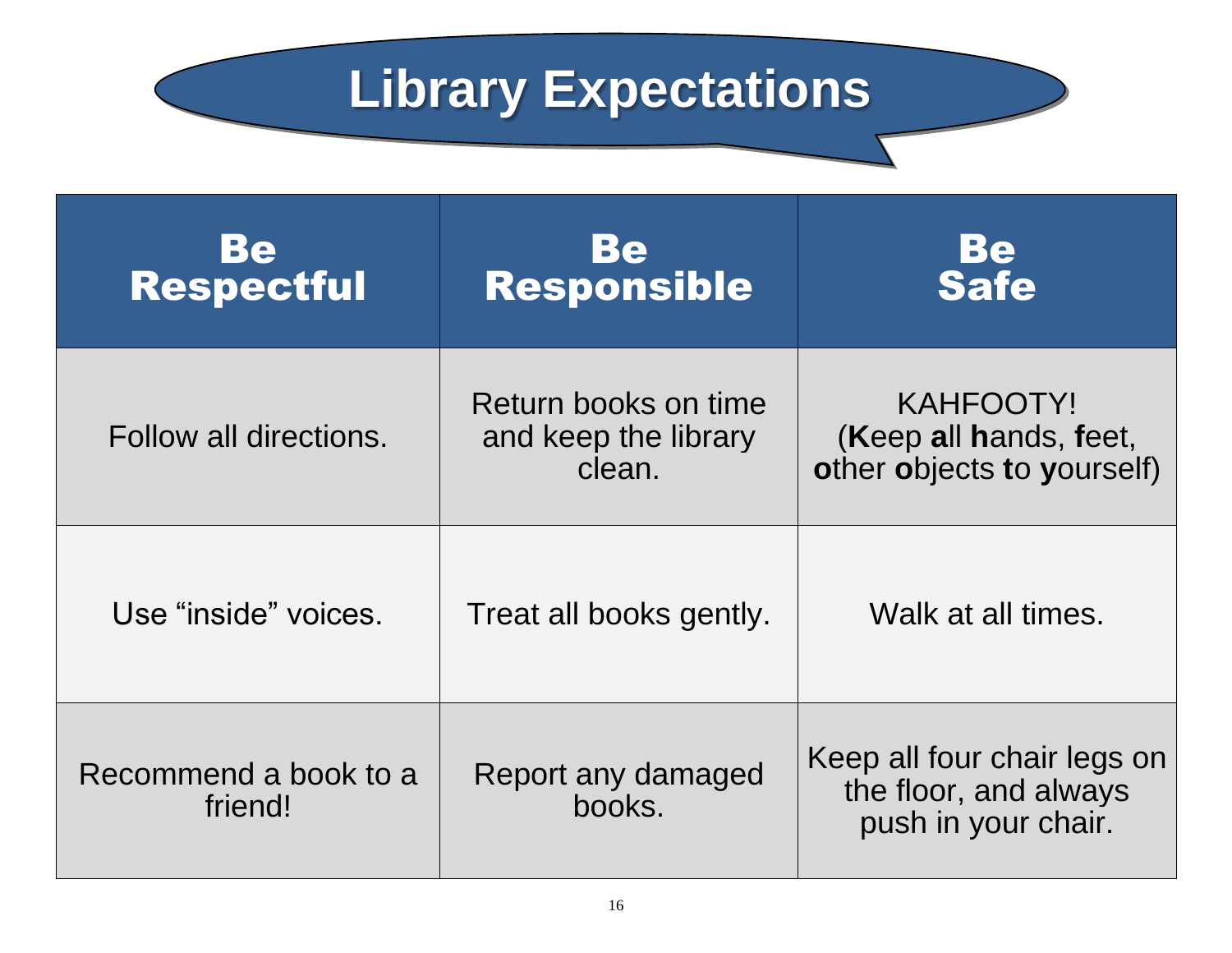# Library Expectations

| Be Respectful | Be Responsible | Be Safe |
|---|---|---|
| Follow all directions. | Return books on time and keep the library clean. | KAHFOOTY! (**K**eep **a**ll **h**ands, **f**eet, **o**ther **o**bjects **t**o **y**ourself) |
| Use "inside" voices. | Treat all books gently. | Walk at all times. |
| Recommend a book to a friend! | Report any damaged books. | Keep all four chair legs on the floor, and always push in your chair. |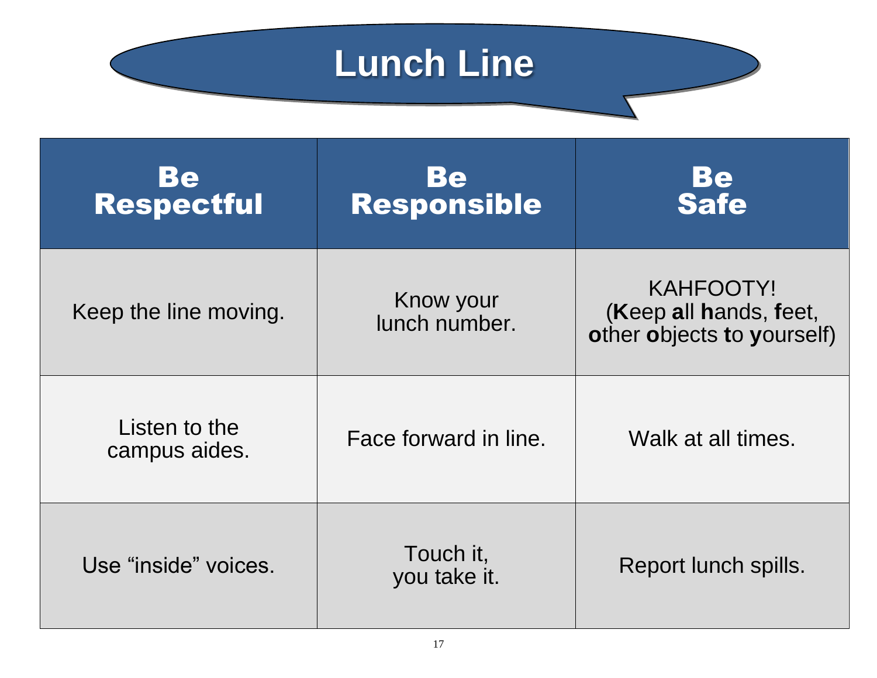# Lunch Line

| Be Respectful | Be Responsible | Be Safe |
| --- | --- | --- |
| Keep the line moving. | Know your lunch number. | KAHFOOTY! (**K**eep **a**ll **h**ands, **f**eet, **o**ther **o**bjects **t**o **y**ourself) |
| Listen to the campus aides. | Face forward in line. | Walk at all times. |
| Use “inside” voices. | Touch it, you take it. | Report lunch spills. |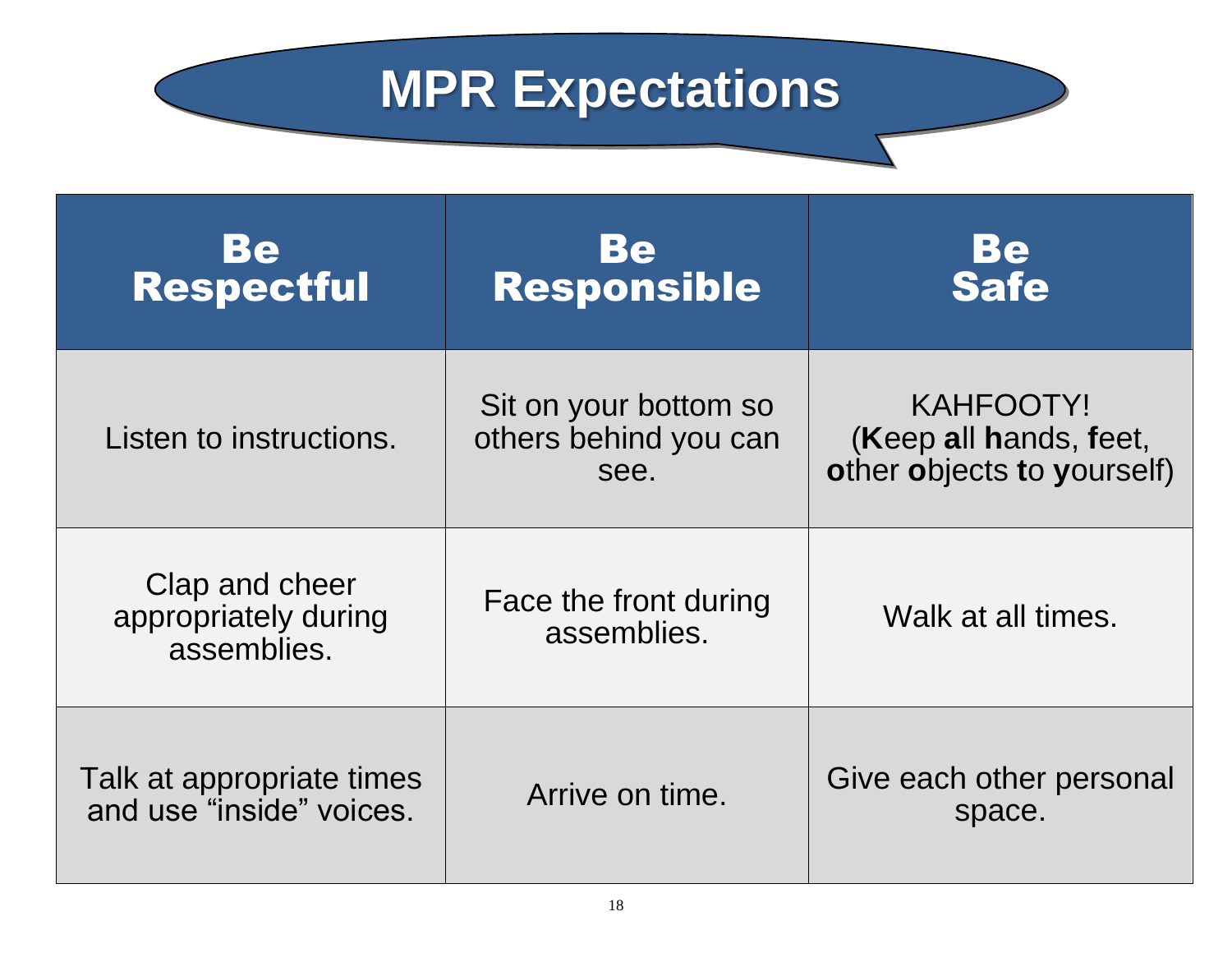# MPR Expectations

| Be Respectful | Be Responsible | Be Safe |
| --- | --- | --- |
| Listen to instructions. | Sit on your bottom so others behind you can see. | KAHFOOTY! (**K**eep **a**ll **h**ands, **f**eet, **o**ther **o**bjects **t**o **y**ourself) |
| Clap and cheer appropriately during assemblies. | Face the front during assemblies. | Walk at all times. |
| Talk at appropriate times and use “inside” voices. | Arrive on time. | Give each other personal space. |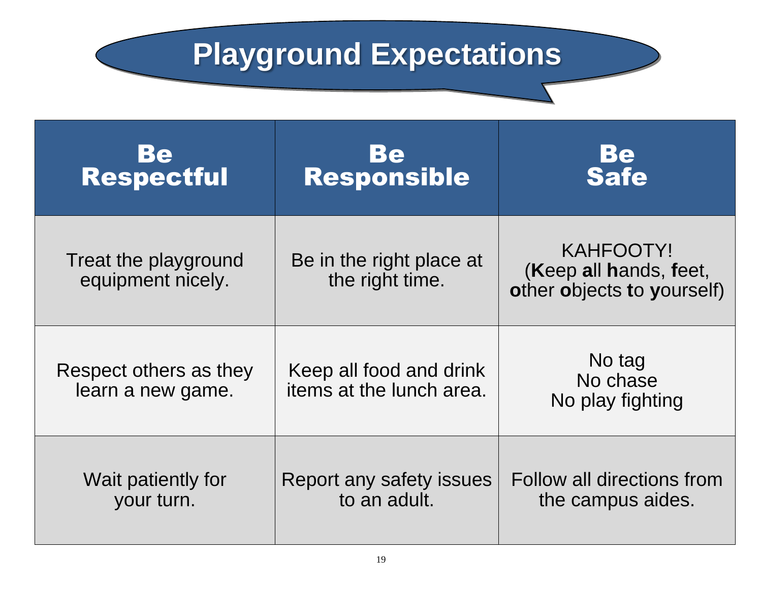# Playground Expectations

| Be Respectful | Be Responsible | Be Safe |
| --- | --- | --- |
| Treat the playground equipment nicely. | Be in the right place at the right time. | KAHFOOTY! (**K**eep **a**ll **h**ands, **f**eet, **o**ther **o**bjects **t**o **y**ourself) |
| Respect others as they learn a new game. | Keep all food and drink items at the lunch area. | No tag<br>No chase<br>No play fighting |
| Wait patiently for your turn. | Report any safety issues to an adult. | Follow all directions from the campus aides. |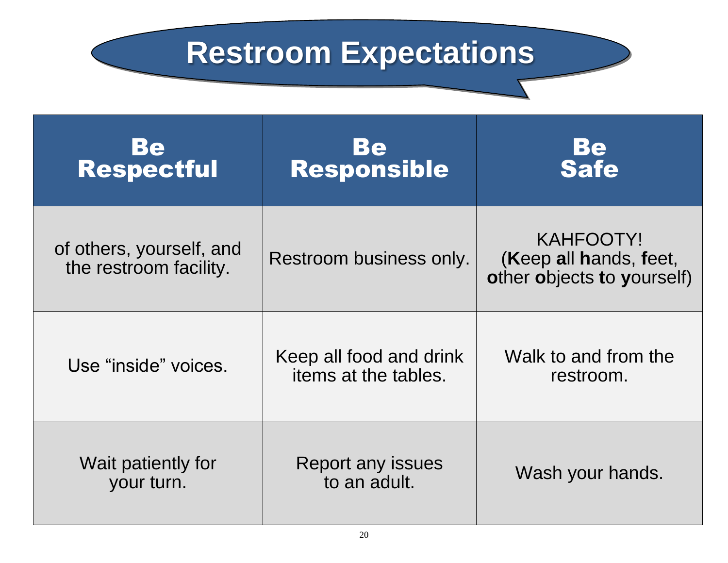# Restroom Expectations

| Be Respectful | Be Responsible | Be Safe |
| --- | --- | --- |
| of others, yourself, and the restroom facility. | Restroom business only. | KAHFOOTY! (**K**eep **a**ll **h**ands, **f**eet, **o**ther **o**bjects **t**o **y**ourself) |
| Use "inside" voices. | Keep all food and drink items at the tables. | Walk to and from the restroom. |
| Wait patiently for your turn. | Report any issues to an adult. | Wash your hands. |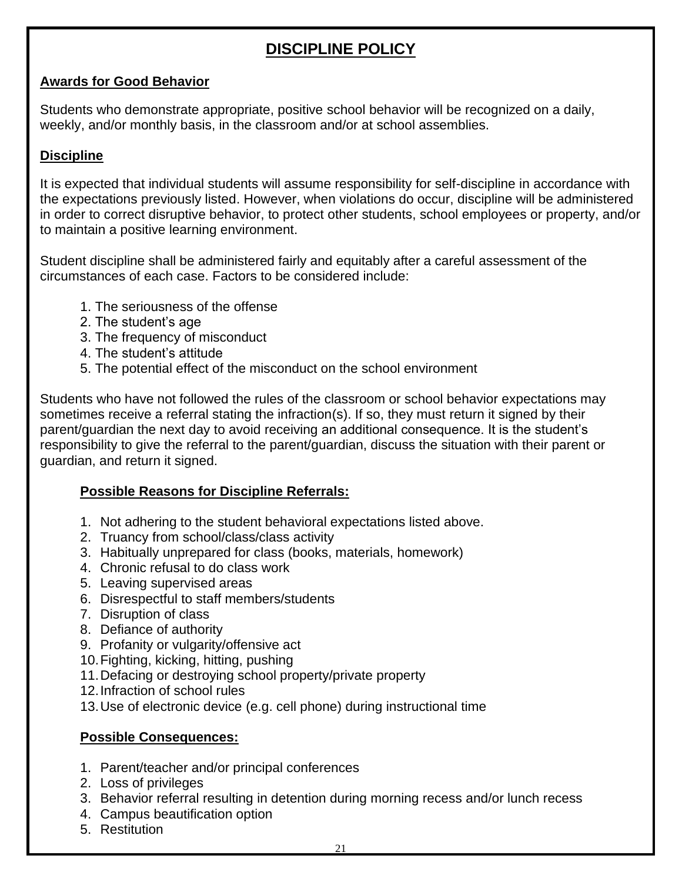# DISCIPLINE POLICY

## Awards for Good Behavior

Students who demonstrate appropriate, positive school behavior will be recognized on a daily, weekly, and/or monthly basis, in the classroom and/or at school assemblies.

## Discipline

It is expected that individual students will assume responsibility for self-discipline in accordance with the expectations previously listed. However, when violations do occur, discipline will be administered in order to correct disruptive behavior, to protect other students, school employees or property, and/or to maintain a positive learning environment.

Student discipline shall be administered fairly and equitably after a careful assessment of the circumstances of each case. Factors to be considered include:

1. The seriousness of the offense
2. The student's age
3. The frequency of misconduct
4. The student's attitude
5. The potential effect of the misconduct on the school environment

Students who have not followed the rules of the classroom or school behavior expectations may sometimes receive a referral stating the infraction(s). If so, they must return it signed by their parent/guardian the next day to avoid receiving an additional consequence. It is the student's responsibility to give the referral to the parent/guardian, discuss the situation with their parent or guardian, and return it signed.

### Possible Reasons for Discipline Referrals:

1. Not adhering to the student behavioral expectations listed above.
2. Truancy from school/class/class activity
3. Habitually unprepared for class (books, materials, homework)
4. Chronic refusal to do class work
5. Leaving supervised areas
6. Disrespectful to staff members/students
7. Disruption of class
8. Defiance of authority
9. Profanity or vulgarity/offensive act
10. Fighting, kicking, hitting, pushing
11. Defacing or destroying school property/private property
12. Infraction of school rules
13. Use of electronic device (e.g. cell phone) during instructional time

### Possible Consequences:

1. Parent/teacher and/or principal conferences
2. Loss of privileges
3. Behavior referral resulting in detention during morning recess and/or lunch recess
4. Campus beautification option
5. Restitution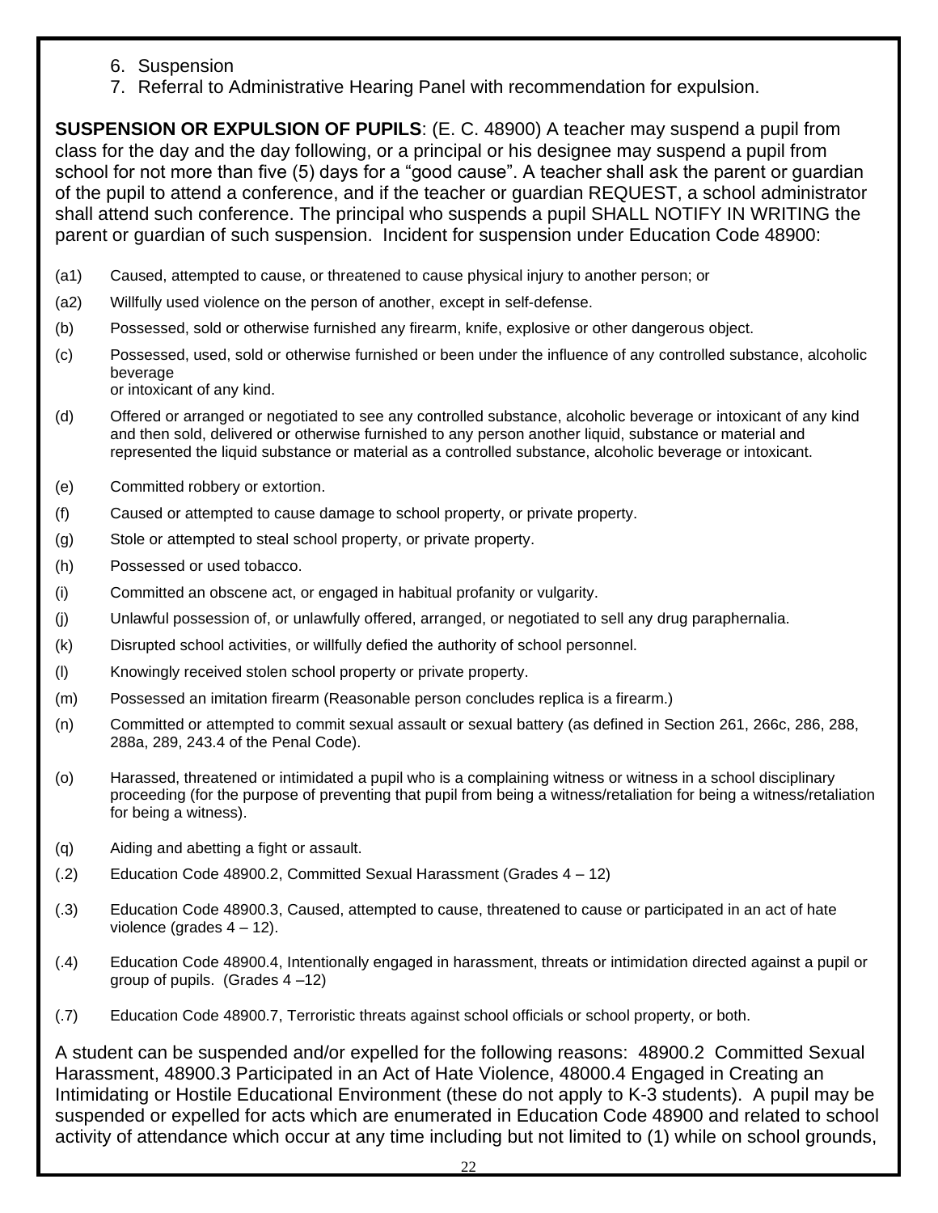6. Suspension
7. Referral to Administrative Hearing Panel with recommendation for expulsion.

**SUSPENSION OR EXPULSION OF PUPILS**: (E. C. 48900) A teacher may suspend a pupil from class for the day and the day following, or a principal or his designee may suspend a pupil from school for not more than five (5) days for a "good cause". A teacher shall ask the parent or guardian of the pupil to attend a conference, and if the teacher or guardian REQUEST, a school administrator shall attend such conference. The principal who suspends a pupil SHALL NOTIFY IN WRITING the parent or guardian of such suspension. Incident for suspension under Education Code 48900:

(a1) Caused, attempted to cause, or threatened to cause physical injury to another person; or

(a2) Willfully used violence on the person of another, except in self-defense.

(b) Possessed, sold or otherwise furnished any firearm, knife, explosive or other dangerous object.

(c) Possessed, used, sold or otherwise furnished or been under the influence of any controlled substance, alcoholic beverage
or intoxicant of any kind.

(d) Offered or arranged or negotiated to see any controlled substance, alcoholic beverage or intoxicant of any kind and then sold, delivered or otherwise furnished to any person another liquid, substance or material and represented the liquid substance or material as a controlled substance, alcoholic beverage or intoxicant.

(e) Committed robbery or extortion.

(f) Caused or attempted to cause damage to school property, or private property.

(g) Stole or attempted to steal school property, or private property.

(h) Possessed or used tobacco.

(i) Committed an obscene act, or engaged in habitual profanity or vulgarity.

(j) Unlawful possession of, or unlawfully offered, arranged, or negotiated to sell any drug paraphernalia.

(k) Disrupted school activities, or willfully defied the authority of school personnel.

(l) Knowingly received stolen school property or private property.

(m) Possessed an imitation firearm (Reasonable person concludes replica is a firearm.)

(n) Committed or attempted to commit sexual assault or sexual battery (as defined in Section 261, 266c, 286, 288, 288a, 289, 243.4 of the Penal Code).

(o) Harassed, threatened or intimidated a pupil who is a complaining witness or witness in a school disciplinary proceeding (for the purpose of preventing that pupil from being a witness/retaliation for being a witness/retaliation for being a witness).

(q) Aiding and abetting a fight or assault.

(.2) Education Code 48900.2, Committed Sexual Harassment (Grades 4 – 12)

(.3) Education Code 48900.3, Caused, attempted to cause, threatened to cause or participated in an act of hate violence (grades 4 – 12).

(.4) Education Code 48900.4, Intentionally engaged in harassment, threats or intimidation directed against a pupil or group of pupils. (Grades 4 –12)

(.7) Education Code 48900.7, Terroristic threats against school officials or school property, or both.

A student can be suspended and/or expelled for the following reasons: 48900.2 Committed Sexual Harassment, 48900.3 Participated in an Act of Hate Violence, 48000.4 Engaged in Creating an Intimidating or Hostile Educational Environment (these do not apply to K-3 students). A pupil may be suspended or expelled for acts which are enumerated in Education Code 48900 and related to school activity of attendance which occur at any time including but not limited to (1) while on school grounds,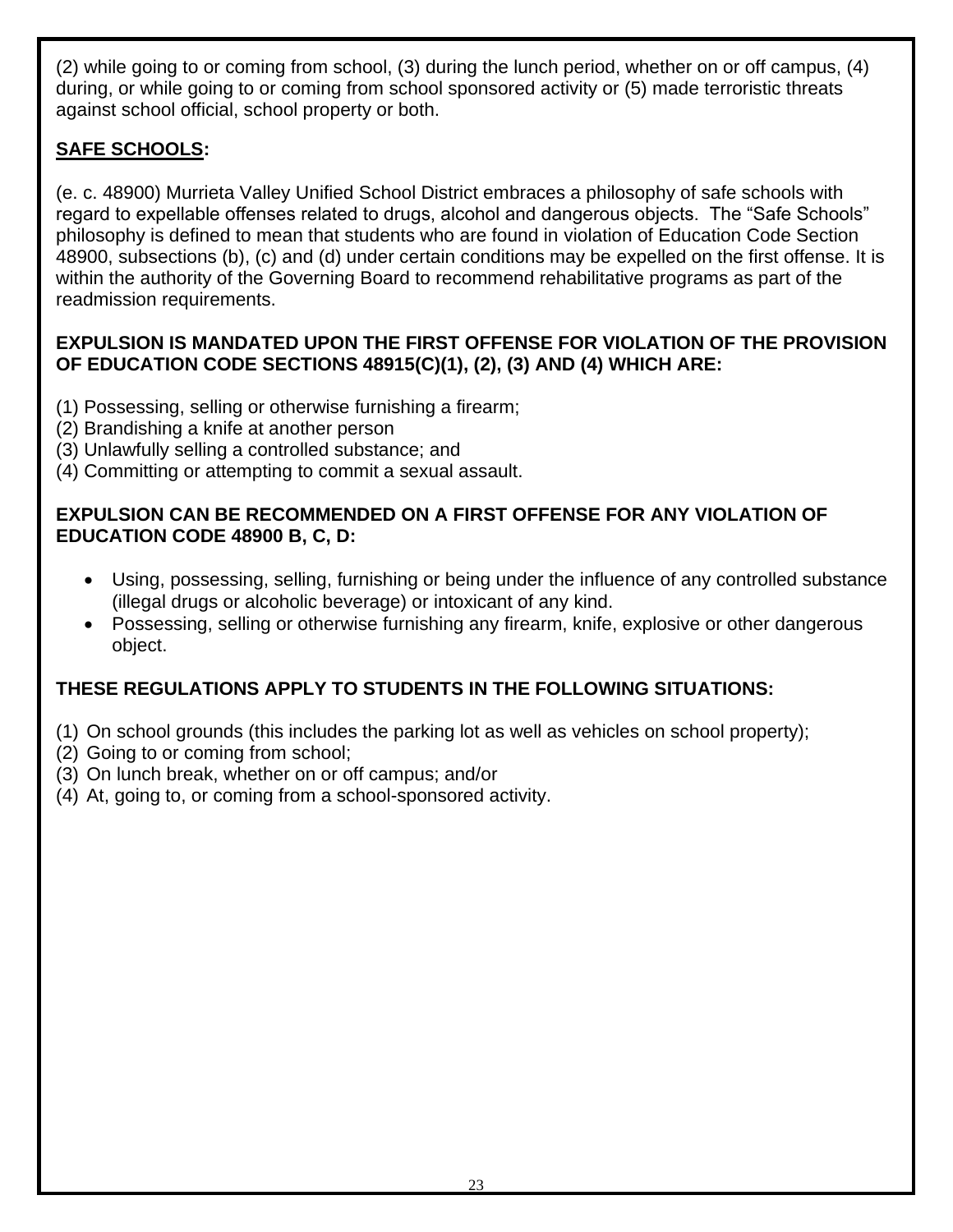(2) while going to or coming from school, (3) during the lunch period, whether on or off campus, (4) during, or while going to or coming from school sponsored activity or (5) made terroristic threats against school official, school property or both.

## **SAFE SCHOOLS:**

(e. c. 48900) Murrieta Valley Unified School District embraces a philosophy of safe schools with regard to expellable offenses related to drugs, alcohol and dangerous objects. The "Safe Schools" philosophy is defined to mean that students who are found in violation of Education Code Section 48900, subsections (b), (c) and (d) under certain conditions may be expelled on the first offense. It is within the authority of the Governing Board to recommend rehabilitative programs as part of the readmission requirements.

**EXPULSION IS MANDATED UPON THE FIRST OFFENSE FOR VIOLATION OF THE PROVISION OF EDUCATION CODE SECTIONS 48915(C)(1), (2), (3) AND (4) WHICH ARE:**

(1) Possessing, selling or otherwise furnishing a firearm;
(2) Brandishing a knife at another person
(3) Unlawfully selling a controlled substance; and
(4) Committing or attempting to commit a sexual assault.

**EXPULSION CAN BE RECOMMENDED ON A FIRST OFFENSE FOR ANY VIOLATION OF EDUCATION CODE 48900 B, C, D:**

- Using, possessing, selling, furnishing or being under the influence of any controlled substance (illegal drugs or alcoholic beverage) or intoxicant of any kind.
- Possessing, selling or otherwise furnishing any firearm, knife, explosive or other dangerous object.

### **THESE REGULATIONS APPLY TO STUDENTS IN THE FOLLOWING SITUATIONS:**

(1) On school grounds (this includes the parking lot as well as vehicles on school property);
(2) Going to or coming from school;
(3) On lunch break, whether on or off campus; and/or
(4) At, going to, or coming from a school-sponsored activity.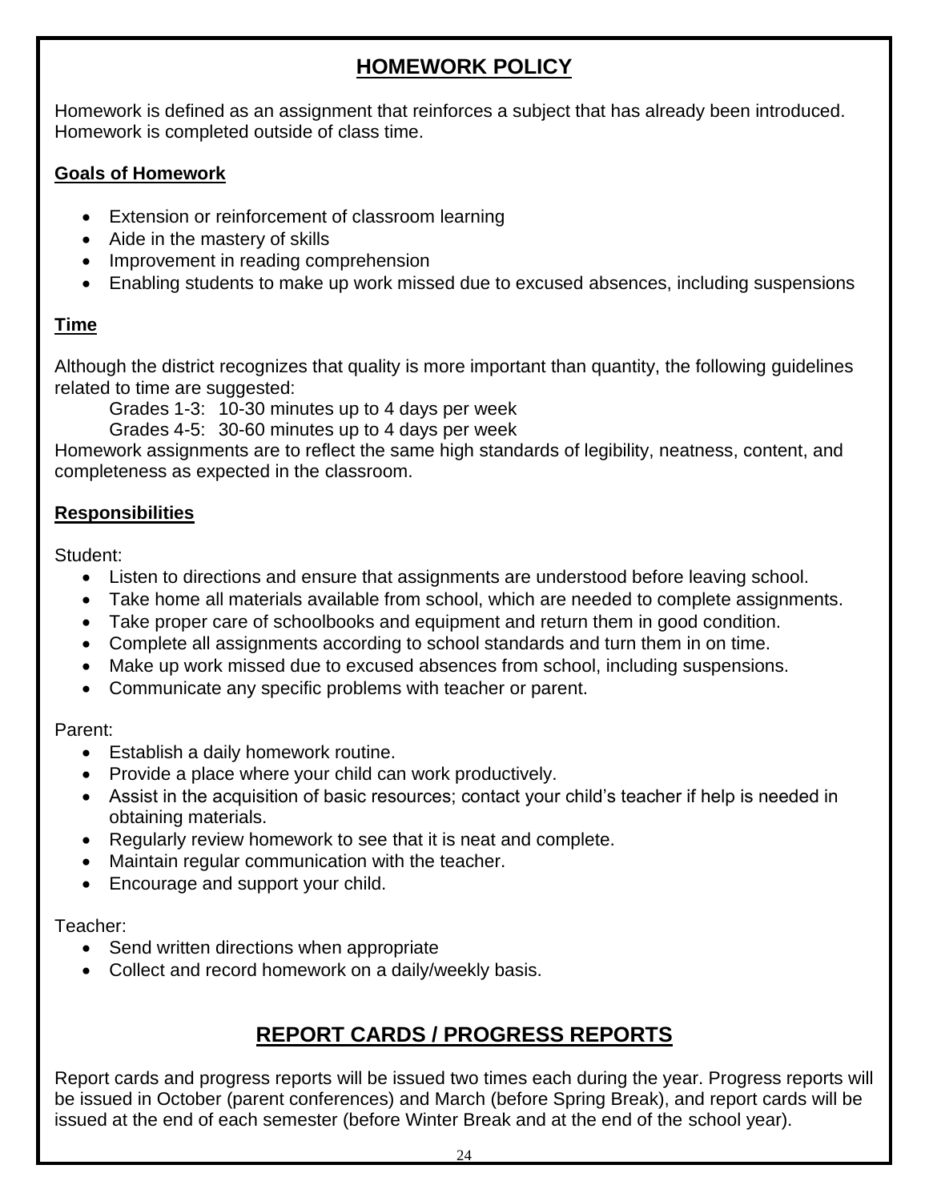## HOMEWORK POLICY

Homework is defined as an assignment that reinforces a subject that has already been introduced. Homework is completed outside of class time.

### Goals of Homework

- Extension or reinforcement of classroom learning
- Aide in the mastery of skills
- Improvement in reading comprehension
- Enabling students to make up work missed due to excused absences, including suspensions

### Time

Although the district recognizes that quality is more important than quantity, the following guidelines related to time are suggested:

Grades 1-3: 10-30 minutes up to 4 days per week
Grades 4-5: 30-60 minutes up to 4 days per week

Homework assignments are to reflect the same high standards of legibility, neatness, content, and completeness as expected in the classroom.

### Responsibilities

Student:

- Listen to directions and ensure that assignments are understood before leaving school.
- Take home all materials available from school, which are needed to complete assignments.
- Take proper care of schoolbooks and equipment and return them in good condition.
- Complete all assignments according to school standards and turn them in on time.
- Make up work missed due to excused absences from school, including suspensions.
- Communicate any specific problems with teacher or parent.

Parent:

- Establish a daily homework routine.
- Provide a place where your child can work productively.
- Assist in the acquisition of basic resources; contact your child's teacher if help is needed in obtaining materials.
- Regularly review homework to see that it is neat and complete.
- Maintain regular communication with the teacher.
- Encourage and support your child.

Teacher:

- Send written directions when appropriate
- Collect and record homework on a daily/weekly basis.

## REPORT CARDS / PROGRESS REPORTS

Report cards and progress reports will be issued two times each during the year. Progress reports will be issued in October (parent conferences) and March (before Spring Break), and report cards will be issued at the end of each semester (before Winter Break and at the end of the school year).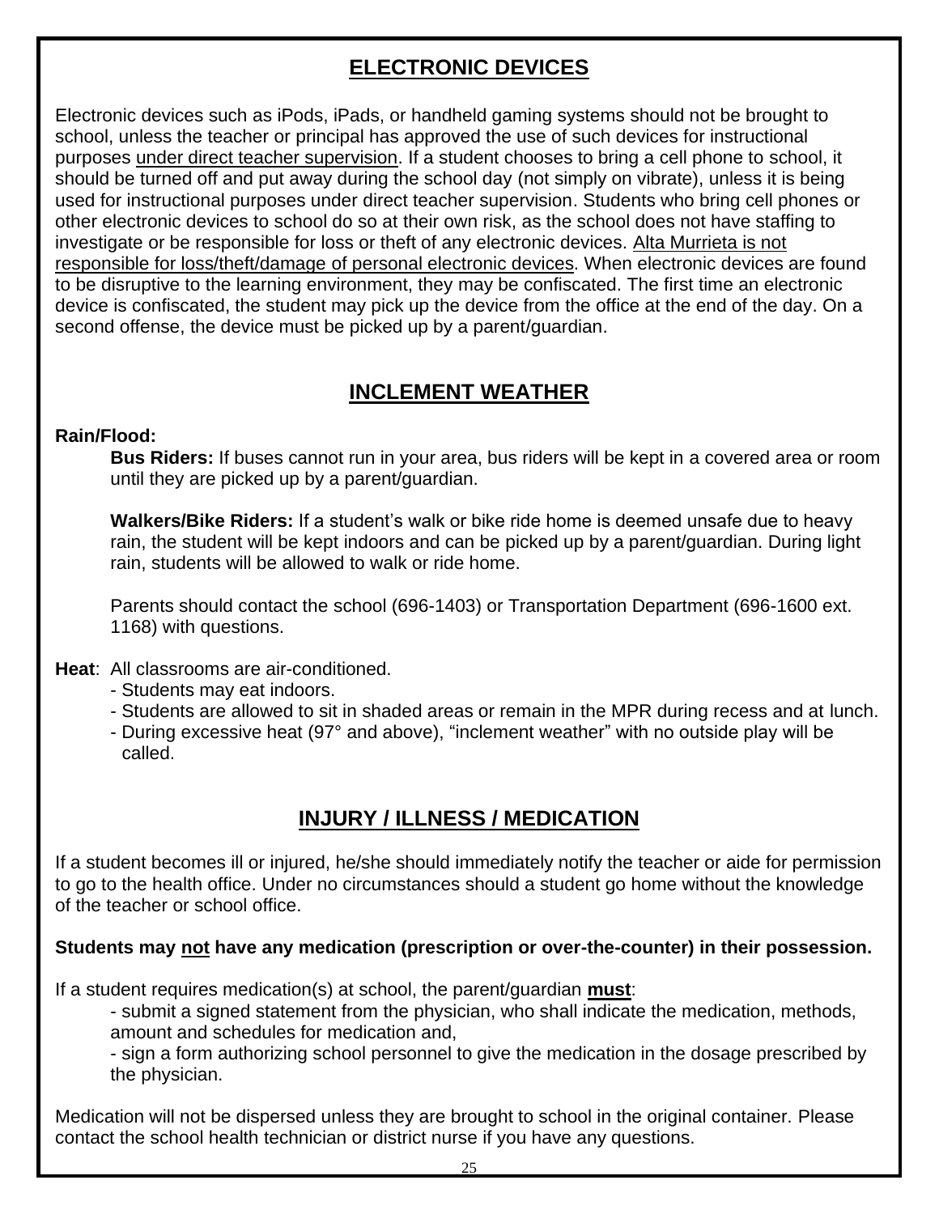## ELECTRONIC DEVICES

Electronic devices such as iPods, iPads, or handheld gaming systems should not be brought to school, unless the teacher or principal has approved the use of such devices for instructional purposes under direct teacher supervision. If a student chooses to bring a cell phone to school, it should be turned off and put away during the school day (not simply on vibrate), unless it is being used for instructional purposes under direct teacher supervision. Students who bring cell phones or other electronic devices to school do so at their own risk, as the school does not have staffing to investigate or be responsible for loss or theft of any electronic devices. Alta Murrieta is not responsible for loss/theft/damage of personal electronic devices. When electronic devices are found to be disruptive to the learning environment, they may be confiscated. The first time an electronic device is confiscated, the student may pick up the device from the office at the end of the day. On a second offense, the device must be picked up by a parent/guardian.

## INCLEMENT WEATHER

**Rain/Flood:**

**Bus Riders:** If buses cannot run in your area, bus riders will be kept in a covered area or room until they are picked up by a parent/guardian.

**Walkers/Bike Riders:** If a student's walk or bike ride home is deemed unsafe due to heavy rain, the student will be kept indoors and can be picked up by a parent/guardian. During light rain, students will be allowed to walk or ride home.

Parents should contact the school (696-1403) or Transportation Department (696-1600 ext. 1168) with questions.

**Heat**: All classrooms are air-conditioned.

- Students may eat indoors.
- Students are allowed to sit in shaded areas or remain in the MPR during recess and at lunch.
- During excessive heat (97° and above), "inclement weather" with no outside play will be called.

## INJURY / ILLNESS / MEDICATION

If a student becomes ill or injured, he/she should immediately notify the teacher or aide for permission to go to the health office. Under no circumstances should a student go home without the knowledge of the teacher or school office.

**Students may not have any medication (prescription or over-the-counter) in their possession.**

If a student requires medication(s) at school, the parent/guardian **must**:

- submit a signed statement from the physician, who shall indicate the medication, methods, amount and schedules for medication and,
- sign a form authorizing school personnel to give the medication in the dosage prescribed by the physician.

Medication will not be dispersed unless they are brought to school in the original container. Please contact the school health technician or district nurse if you have any questions.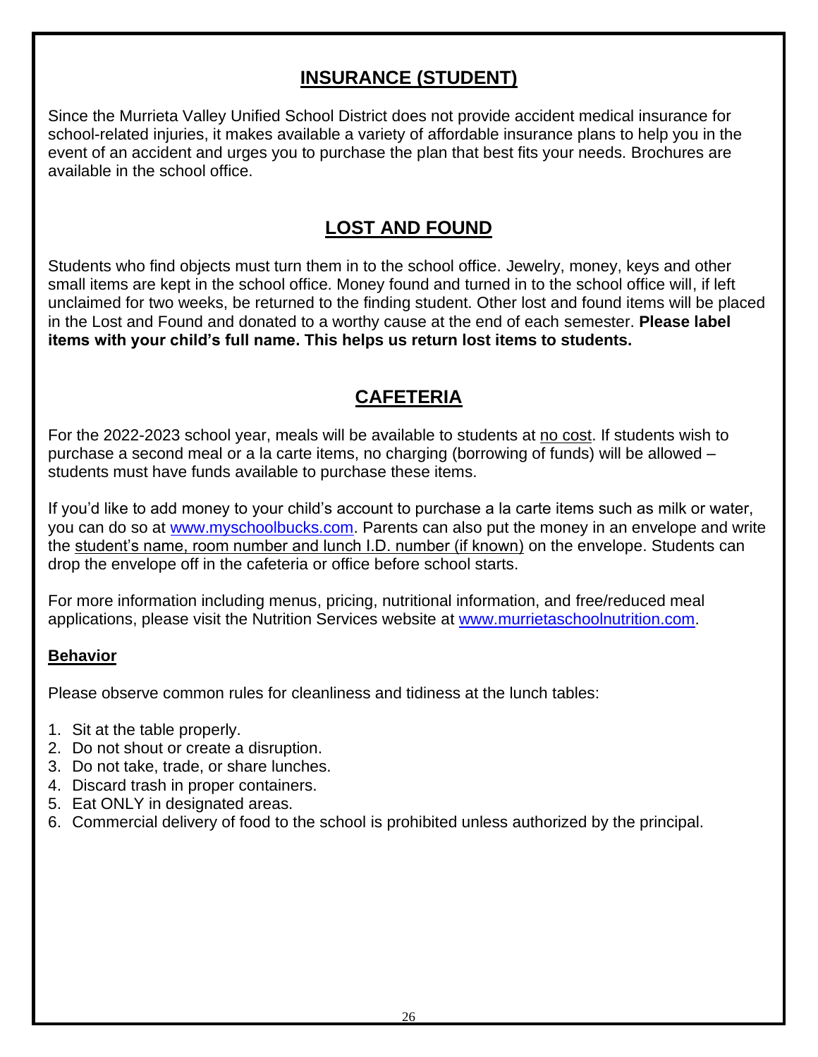## INSURANCE (STUDENT)

Since the Murrieta Valley Unified School District does not provide accident medical insurance for school-related injuries, it makes available a variety of affordable insurance plans to help you in the event of an accident and urges you to purchase the plan that best fits your needs. Brochures are available in the school office.

## LOST AND FOUND

Students who find objects must turn them in to the school office. Jewelry, money, keys and other small items are kept in the school office. Money found and turned in to the school office will, if left unclaimed for two weeks, be returned to the finding student. Other lost and found items will be placed in the Lost and Found and donated to a worthy cause at the end of each semester. **Please label items with your child's full name. This helps us return lost items to students.**

## CAFETERIA

For the 2022-2023 school year, meals will be available to students at no cost. If students wish to purchase a second meal or a la carte items, no charging (borrowing of funds) will be allowed – students must have funds available to purchase these items.

If you'd like to add money to your child's account to purchase a la carte items such as milk or water, you can do so at [www.myschoolbucks.com](www.myschoolbucks.com). Parents can also put the money in an envelope and write the student's name, room number and lunch I.D. number (if known) on the envelope. Students can drop the envelope off in the cafeteria or office before school starts.

For more information including menus, pricing, nutritional information, and free/reduced meal applications, please visit the Nutrition Services website at [www.murrietaschoolnutrition.com](www.murrietaschoolnutrition.com).

### Behavior

Please observe common rules for cleanliness and tidiness at the lunch tables:

1. Sit at the table properly.
2. Do not shout or create a disruption.
3. Do not take, trade, or share lunches.
4. Discard trash in proper containers.
5. Eat ONLY in designated areas.
6. Commercial delivery of food to the school is prohibited unless authorized by the principal.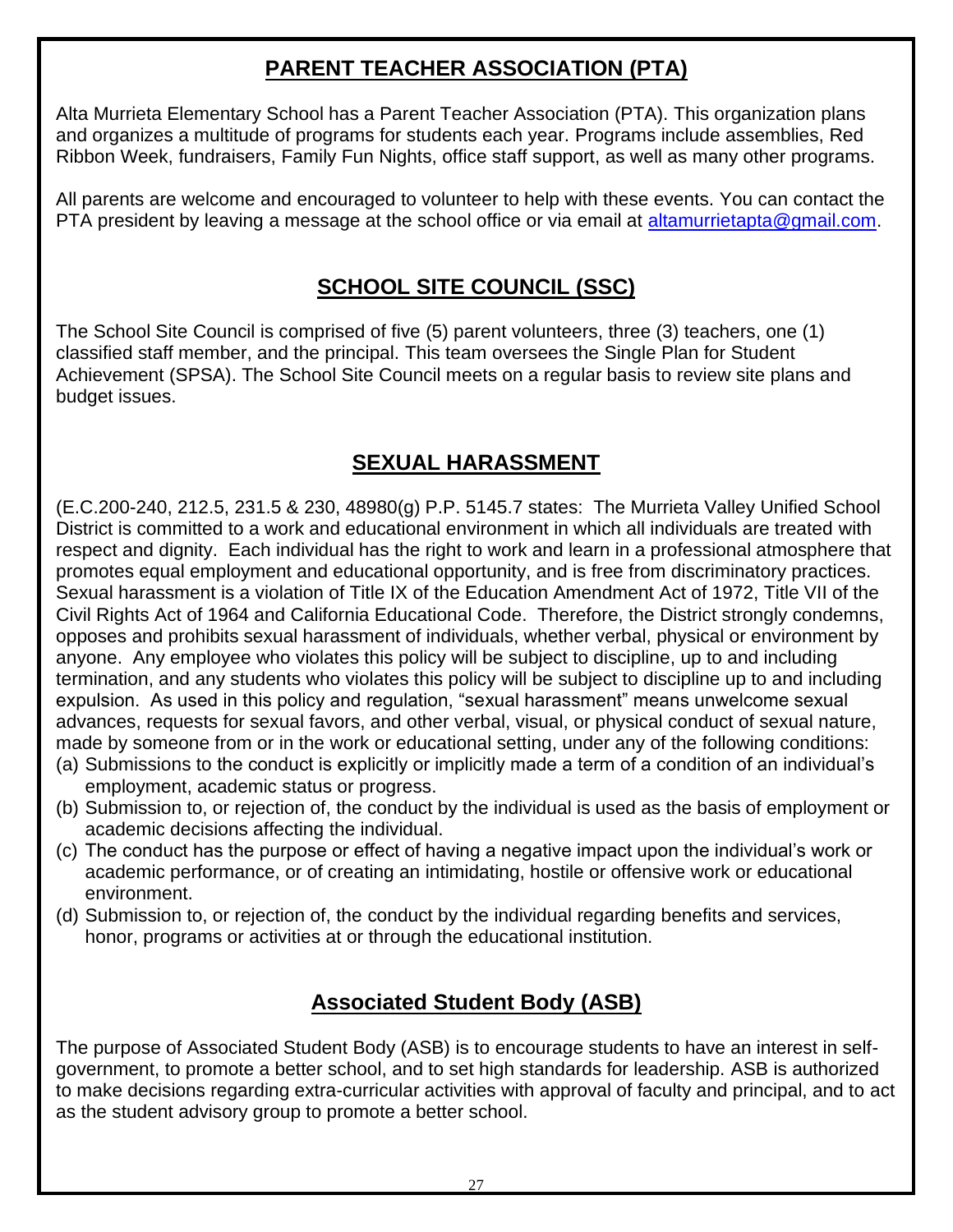## PARENT TEACHER ASSOCIATION (PTA)

Alta Murrieta Elementary School has a Parent Teacher Association (PTA). This organization plans and organizes a multitude of programs for students each year. Programs include assemblies, Red Ribbon Week, fundraisers, Family Fun Nights, office staff support, as well as many other programs.

All parents are welcome and encouraged to volunteer to help with these events. You can contact the PTA president by leaving a message at the school office or via email at altamurrietapta@gmail.com.

## SCHOOL SITE COUNCIL (SSC)

The School Site Council is comprised of five (5) parent volunteers, three (3) teachers, one (1) classified staff member, and the principal. This team oversees the Single Plan for Student Achievement (SPSA). The School Site Council meets on a regular basis to review site plans and budget issues.

## SEXUAL HARASSMENT

(E.C.200-240, 212.5, 231.5 & 230, 48980(g) P.P. 5145.7 states: The Murrieta Valley Unified School District is committed to a work and educational environment in which all individuals are treated with respect and dignity. Each individual has the right to work and learn in a professional atmosphere that promotes equal employment and educational opportunity, and is free from discriminatory practices. Sexual harassment is a violation of Title IX of the Education Amendment Act of 1972, Title VII of the Civil Rights Act of 1964 and California Educational Code. Therefore, the District strongly condemns, opposes and prohibits sexual harassment of individuals, whether verbal, physical or environment by anyone. Any employee who violates this policy will be subject to discipline, up to and including termination, and any students who violates this policy will be subject to discipline up to and including expulsion. As used in this policy and regulation, "sexual harassment" means unwelcome sexual advances, requests for sexual favors, and other verbal, visual, or physical conduct of sexual nature, made by someone from or in the work or educational setting, under any of the following conditions:

(a) Submissions to the conduct is explicitly or implicitly made a term of a condition of an individual's employment, academic status or progress.
(b) Submission to, or rejection of, the conduct by the individual is used as the basis of employment or academic decisions affecting the individual.
(c) The conduct has the purpose or effect of having a negative impact upon the individual's work or academic performance, or of creating an intimidating, hostile or offensive work or educational environment.
(d) Submission to, or rejection of, the conduct by the individual regarding benefits and services, honor, programs or activities at or through the educational institution.

## Associated Student Body (ASB)

The purpose of Associated Student Body (ASB) is to encourage students to have an interest in self-government, to promote a better school, and to set high standards for leadership. ASB is authorized to make decisions regarding extra-curricular activities with approval of faculty and principal, and to act as the student advisory group to promote a better school.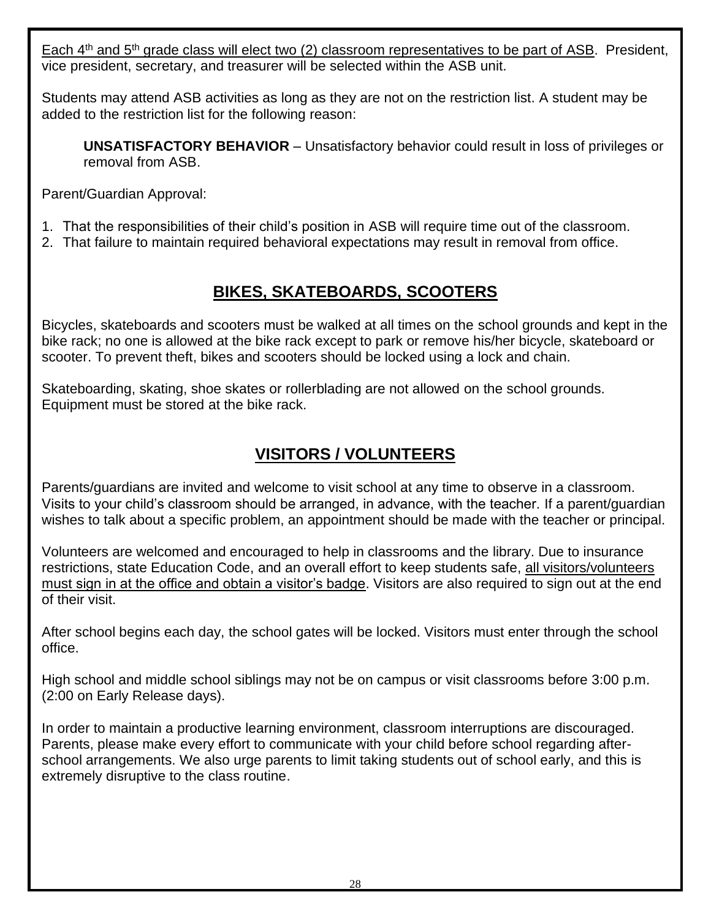Each 4th and 5th grade class will elect two (2) classroom representatives to be part of ASB. President, vice president, secretary, and treasurer will be selected within the ASB unit.

Students may attend ASB activities as long as they are not on the restriction list. A student may be added to the restriction list for the following reason:

> **UNSATISFACTORY BEHAVIOR** – Unsatisfactory behavior could result in loss of privileges or removal from ASB.

Parent/Guardian Approval:

1. That the responsibilities of their child's position in ASB will require time out of the classroom.
2. That failure to maintain required behavioral expectations may result in removal from office.

## BIKES, SKATEBOARDS, SCOOTERS

Bicycles, skateboards and scooters must be walked at all times on the school grounds and kept in the bike rack; no one is allowed at the bike rack except to park or remove his/her bicycle, skateboard or scooter. To prevent theft, bikes and scooters should be locked using a lock and chain.

Skateboarding, skating, shoe skates or rollerblading are not allowed on the school grounds. Equipment must be stored at the bike rack.

## VISITORS / VOLUNTEERS

Parents/guardians are invited and welcome to visit school at any time to observe in a classroom. Visits to your child's classroom should be arranged, in advance, with the teacher. If a parent/guardian wishes to talk about a specific problem, an appointment should be made with the teacher or principal.

Volunteers are welcomed and encouraged to help in classrooms and the library. Due to insurance restrictions, state Education Code, and an overall effort to keep students safe, all visitors/volunteers must sign in at the office and obtain a visitor's badge. Visitors are also required to sign out at the end of their visit.

After school begins each day, the school gates will be locked. Visitors must enter through the school office.

High school and middle school siblings may not be on campus or visit classrooms before 3:00 p.m. (2:00 on Early Release days).

In order to maintain a productive learning environment, classroom interruptions are discouraged. Parents, please make every effort to communicate with your child before school regarding after-school arrangements. We also urge parents to limit taking students out of school early, and this is extremely disruptive to the class routine.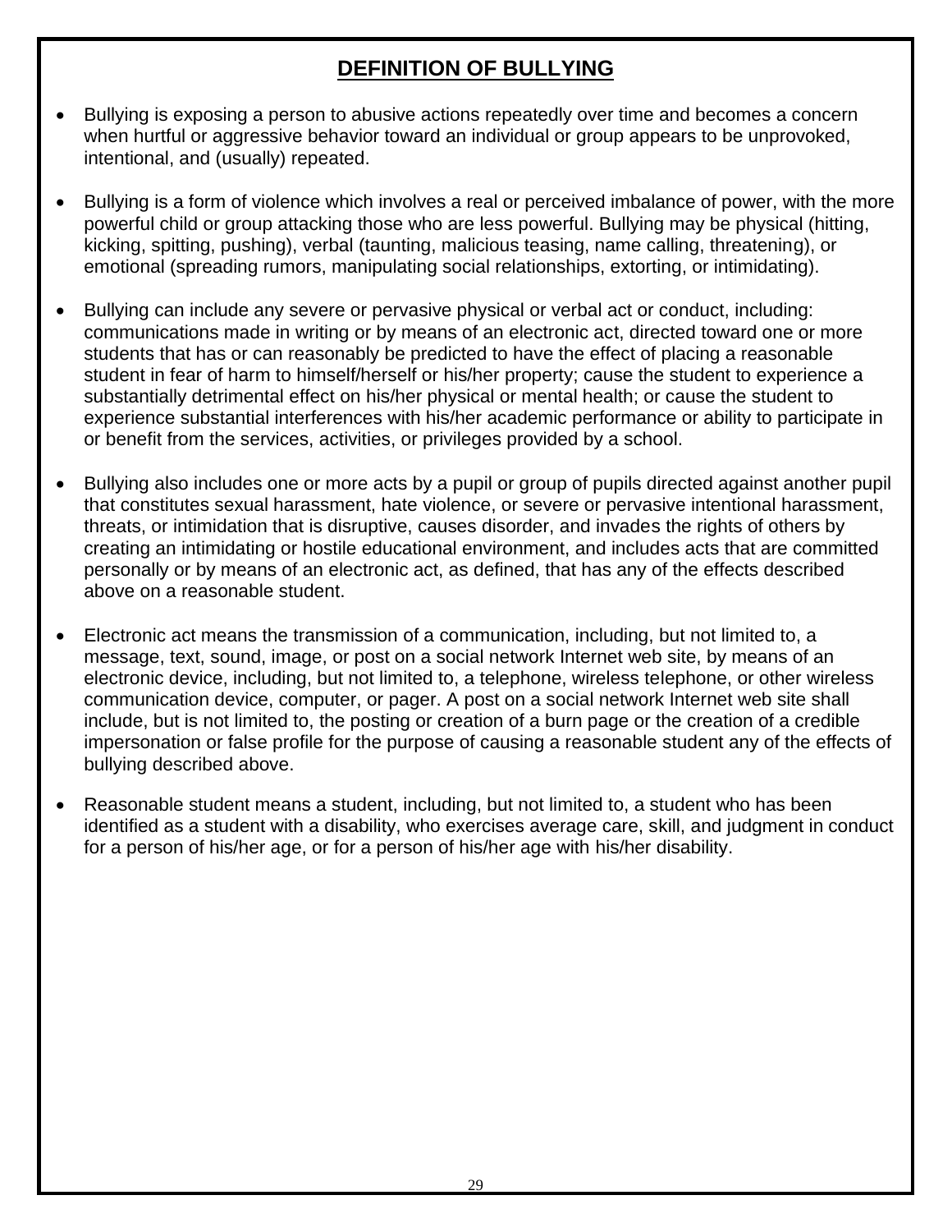## DEFINITION OF BULLYING

- Bullying is exposing a person to abusive actions repeatedly over time and becomes a concern when hurtful or aggressive behavior toward an individual or group appears to be unprovoked, intentional, and (usually) repeated.

- Bullying is a form of violence which involves a real or perceived imbalance of power, with the more powerful child or group attacking those who are less powerful. Bullying may be physical (hitting, kicking, spitting, pushing), verbal (taunting, malicious teasing, name calling, threatening), or emotional (spreading rumors, manipulating social relationships, extorting, or intimidating).

- Bullying can include any severe or pervasive physical or verbal act or conduct, including: communications made in writing or by means of an electronic act, directed toward one or more students that has or can reasonably be predicted to have the effect of placing a reasonable student in fear of harm to himself/herself or his/her property; cause the student to experience a substantially detrimental effect on his/her physical or mental health; or cause the student to experience substantial interferences with his/her academic performance or ability to participate in or benefit from the services, activities, or privileges provided by a school.

- Bullying also includes one or more acts by a pupil or group of pupils directed against another pupil that constitutes sexual harassment, hate violence, or severe or pervasive intentional harassment, threats, or intimidation that is disruptive, causes disorder, and invades the rights of others by creating an intimidating or hostile educational environment, and includes acts that are committed personally or by means of an electronic act, as defined, that has any of the effects described above on a reasonable student.

- Electronic act means the transmission of a communication, including, but not limited to, a message, text, sound, image, or post on a social network Internet web site, by means of an electronic device, including, but not limited to, a telephone, wireless telephone, or other wireless communication device, computer, or pager. A post on a social network Internet web site shall include, but is not limited to, the posting or creation of a burn page or the creation of a credible impersonation or false profile for the purpose of causing a reasonable student any of the effects of bullying described above.

- Reasonable student means a student, including, but not limited to, a student who has been identified as a student with a disability, who exercises average care, skill, and judgment in conduct for a person of his/her age, or for a person of his/her age with his/her disability.